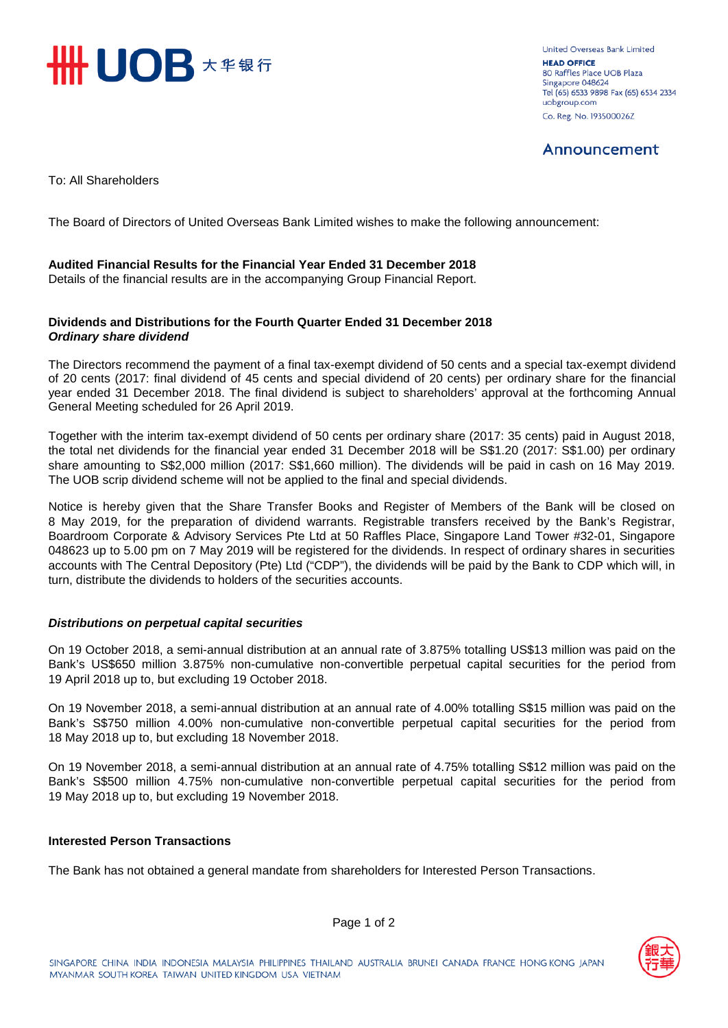United Overseas Bank Limited
**HEAD OFFICE**
80 Raffles Place UOB Plaza
Singapore 048624
Tel (65) 6533 9898 Fax (65) 6534 2334
uobgroup.com
Co. Reg. No. 193500026Z

# Announcement

To: All Shareholders

The Board of Directors of United Overseas Bank Limited wishes to make the following announcement:

**Audited Financial Results for the Financial Year Ended 31 December 2018**
Details of the financial results are in the accompanying Group Financial Report.

**Dividends and Distributions for the Fourth Quarter Ended 31 December 2018**
***Ordinary share dividend***

The Directors recommend the payment of a final tax-exempt dividend of 50 cents and a special tax-exempt dividend of 20 cents (2017: final dividend of 45 cents and special dividend of 20 cents) per ordinary share for the financial year ended 31 December 2018. The final dividend is subject to shareholders' approval at the forthcoming Annual General Meeting scheduled for 26 April 2019.

Together with the interim tax-exempt dividend of 50 cents per ordinary share (2017: 35 cents) paid in August 2018, the total net dividends for the financial year ended 31 December 2018 will be S$1.20 (2017: S$1.00) per ordinary share amounting to S$2,000 million (2017: S$1,660 million). The dividends will be paid in cash on 16 May 2019. The UOB scrip dividend scheme will not be applied to the final and special dividends.

Notice is hereby given that the Share Transfer Books and Register of Members of the Bank will be closed on 8 May 2019, for the preparation of dividend warrants. Registrable transfers received by the Bank's Registrar, Boardroom Corporate & Advisory Services Pte Ltd at 50 Raffles Place, Singapore Land Tower #32-01, Singapore 048623 up to 5.00 pm on 7 May 2019 will be registered for the dividends. In respect of ordinary shares in securities accounts with The Central Depository (Pte) Ltd ("CDP"), the dividends will be paid by the Bank to CDP which will, in turn, distribute the dividends to holders of the securities accounts.

***Distributions on perpetual capital securities***

On 19 October 2018, a semi-annual distribution at an annual rate of 3.875% totalling US$13 million was paid on the Bank's US$650 million 3.875% non-cumulative non-convertible perpetual capital securities for the period from 19 April 2018 up to, but excluding 19 October 2018.

On 19 November 2018, a semi-annual distribution at an annual rate of 4.00% totalling S$15 million was paid on the Bank's S$750 million 4.00% non-cumulative non-convertible perpetual capital securities for the period from 18 May 2018 up to, but excluding 18 November 2018.

On 19 November 2018, a semi-annual distribution at an annual rate of 4.75% totalling S$12 million was paid on the Bank's S$500 million 4.75% non-cumulative non-convertible perpetual capital securities for the period from 19 May 2018 up to, but excluding 19 November 2018.

**Interested Person Transactions**

The Bank has not obtained a general mandate from shareholders for Interested Person Transactions.

SINGAPORE CHINA INDIA INDONESIA MALAYSIA PHILIPPINES THAILAND AUSTRALIA BRUNEI CANADA FRANCE HONG KONG JAPAN MYANMAR SOUTH KOREA TAIWAN UNITED KINGDOM USA VIETNAM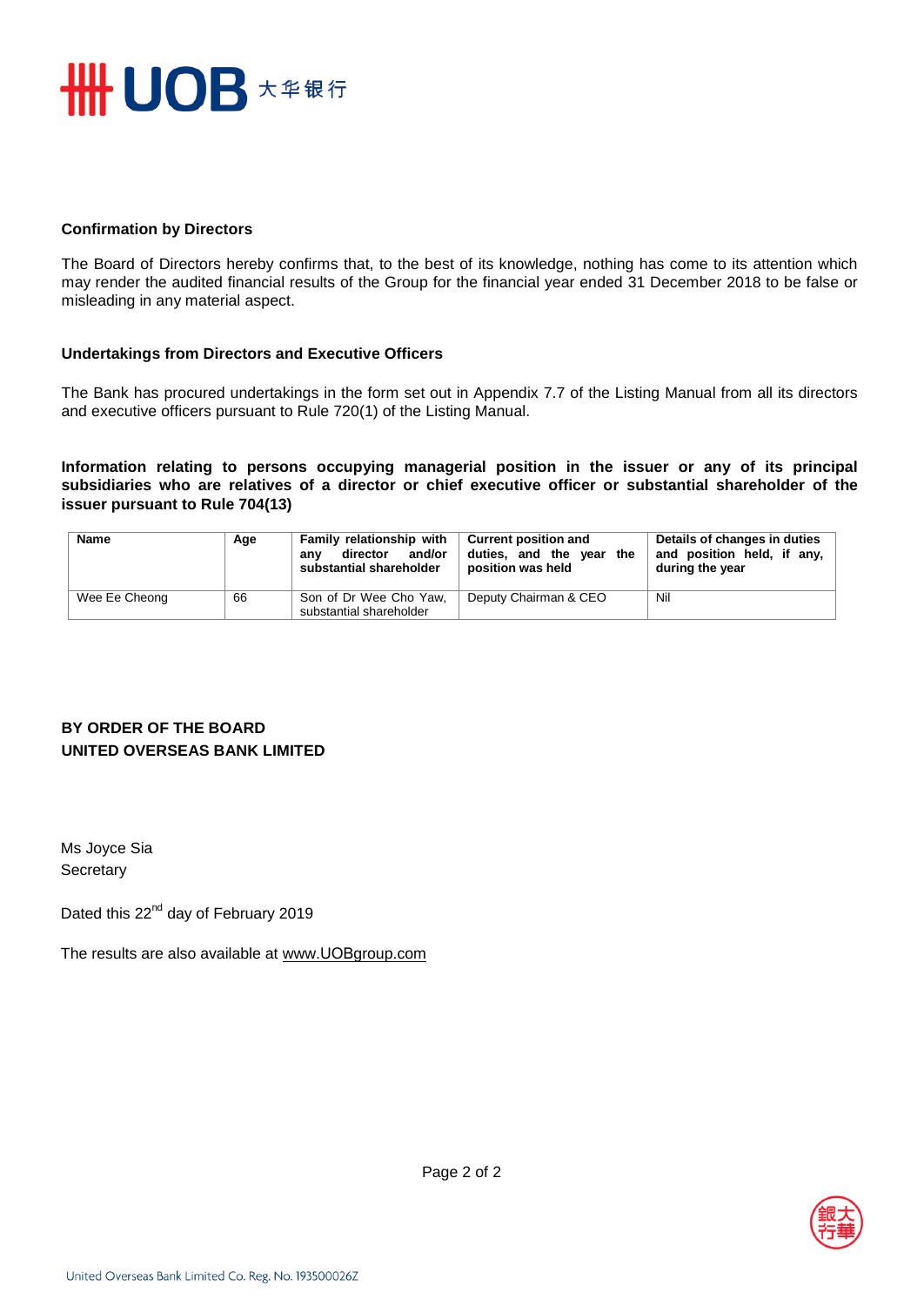**Confirmation by Directors**

The Board of Directors hereby confirms that, to the best of its knowledge, nothing has come to its attention which may render the audited financial results of the Group for the financial year ended 31 December 2018 to be false or misleading in any material aspect.

**Undertakings from Directors and Executive Officers**

The Bank has procured undertakings in the form set out in Appendix 7.7 of the Listing Manual from all its directors and executive officers pursuant to Rule 720(1) of the Listing Manual.

**Information relating to persons occupying managerial position in the issuer or any of its principal subsidiaries who are relatives of a director or chief executive officer or substantial shareholder of the issuer pursuant to Rule 704(13)**

| Name | Age | Family relationship with any director and/or substantial shareholder | Current position and duties, and the year the position was held | Details of changes in duties and position held, if any, during the year |
|---|---|---|---|---|
| Wee Ee Cheong | 66 | Son of Dr Wee Cho Yaw, substantial shareholder | Deputy Chairman & CEO | Nil |

**BY ORDER OF THE BOARD**
**UNITED OVERSEAS BANK LIMITED**

Ms Joyce Sia
Secretary

Dated this 22nd day of February 2019

The results are also available at www.UOBgroup.com

United Overseas Bank Limited Co. Reg. No. 193500026Z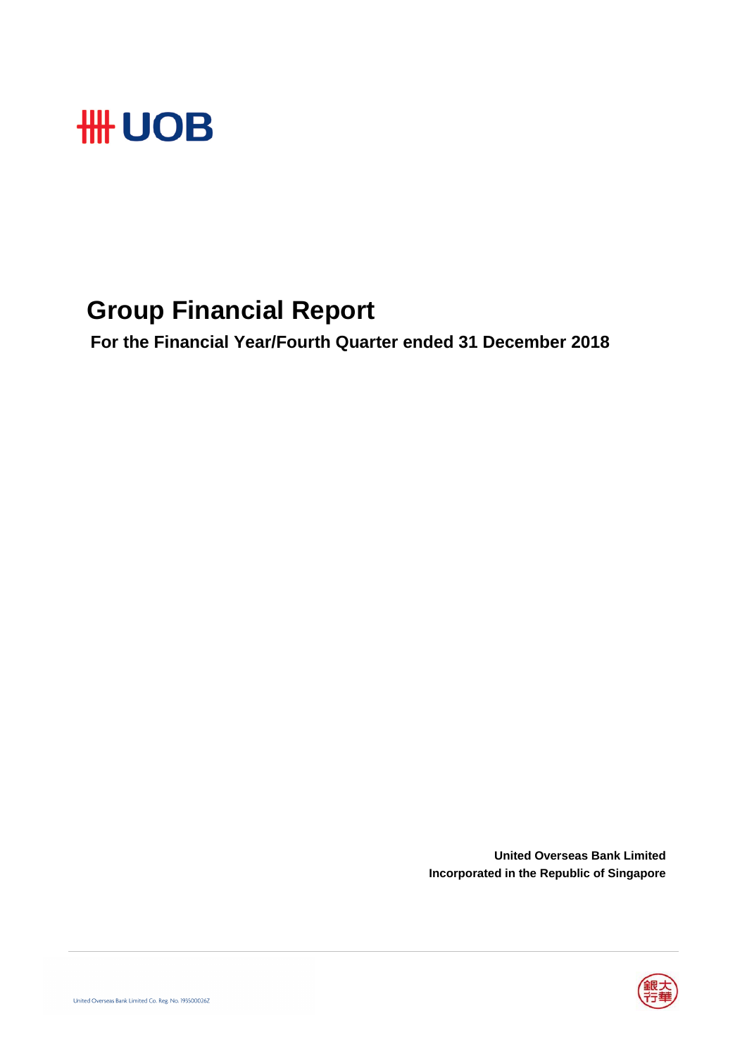# Group Financial Report

**For the Financial Year/Fourth Quarter ended 31 December 2018**

**United Overseas Bank Limited**
**Incorporated in the Republic of Singapore**

United Overseas Bank Limited Co. Reg. No. 193500026Z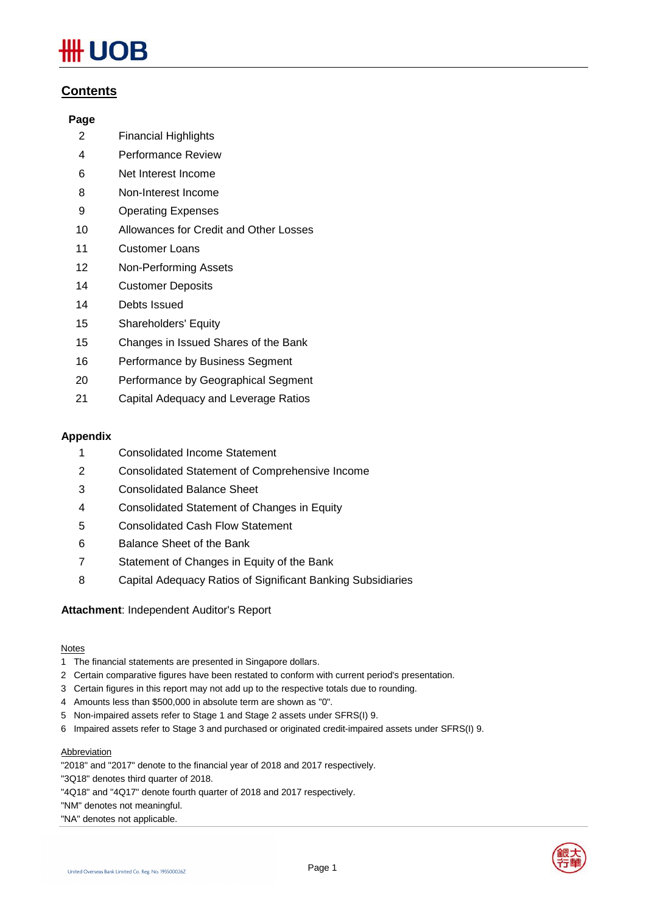## Contents

| Page | |
|---|---|
| 2 | Financial Highlights |
| 4 | Performance Review |
| 6 | Net Interest Income |
| 8 | Non-Interest Income |
| 9 | Operating Expenses |
| 10 | Allowances for Credit and Other Losses |
| 11 | Customer Loans |
| 12 | Non-Performing Assets |
| 14 | Customer Deposits |
| 14 | Debts Issued |
| 15 | Shareholders' Equity |
| 15 | Changes in Issued Shares of the Bank |
| 16 | Performance by Business Segment |
| 20 | Performance by Geographical Segment |
| 21 | Capital Adequacy and Leverage Ratios |

**Appendix**

| | |
|---|---|
| 1 | Consolidated Income Statement |
| 2 | Consolidated Statement of Comprehensive Income |
| 3 | Consolidated Balance Sheet |
| 4 | Consolidated Statement of Changes in Equity |
| 5 | Consolidated Cash Flow Statement |
| 6 | Balance Sheet of the Bank |
| 7 | Statement of Changes in Equity of the Bank |
| 8 | Capital Adequacy Ratios of Significant Banking Subsidiaries |

**Attachment**: Independent Auditor's Report

Notes
1 The financial statements are presented in Singapore dollars.
2 Certain comparative figures have been restated to conform with current period's presentation.
3 Certain figures in this report may not add up to the respective totals due to rounding.
4 Amounts less than $500,000 in absolute term are shown as "0".
5 Non-impaired assets refer to Stage 1 and Stage 2 assets under SFRS(I) 9.
6 Impaired assets refer to Stage 3 and purchased or originated credit-impaired assets under SFRS(I) 9.

Abbreviation
"2018" and "2017" denote to the financial year of 2018 and 2017 respectively.
"3Q18" denotes third quarter of 2018.
"4Q18" and "4Q17" denote fourth quarter of 2018 and 2017 respectively.
"NM" denotes not meaningful.
"NA" denotes not applicable.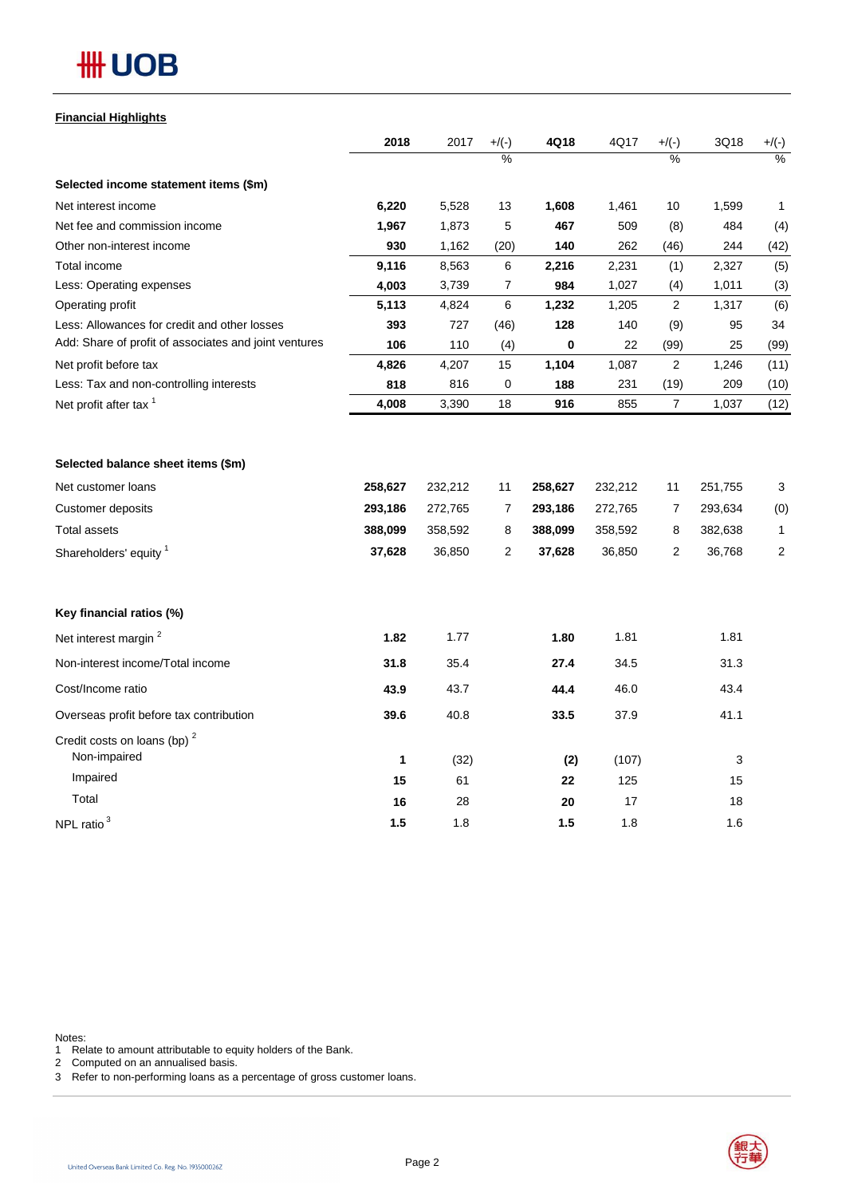**Financial Highlights**

| | 2018 | 2017 | +/(-) % | 4Q18 | 4Q17 | +/(-) % | 3Q18 | +/(-) % |
|---|---|---|---|---|---|---|---|---|
| **Selected income statement items ($m)** | | | | | | | | |
| Net interest income | **6,220** | 5,528 | 13 | **1,608** | 1,461 | 10 | 1,599 | 1 |
| Net fee and commission income | **1,967** | 1,873 | 5 | **467** | 509 | (8) | 484 | (4) |
| Other non-interest income | **930** | 1,162 | (20) | **140** | 262 | (46) | 244 | (42) |
| Total income | **9,116** | 8,563 | 6 | **2,216** | 2,231 | (1) | 2,327 | (5) |
| Less: Operating expenses | **4,003** | 3,739 | 7 | **984** | 1,027 | (4) | 1,011 | (3) |
| Operating profit | **5,113** | 4,824 | 6 | **1,232** | 1,205 | 2 | 1,317 | (6) |
| Less: Allowances for credit and other losses | **393** | 727 | (46) | **128** | 140 | (9) | 95 | 34 |
| Add: Share of profit of associates and joint ventures | **106** | 110 | (4) | **0** | 22 | (99) | 25 | (99) |
| Net profit before tax | **4,826** | 4,207 | 15 | **1,104** | 1,087 | 2 | 1,246 | (11) |
| Less: Tax and non-controlling interests | **818** | 816 | 0 | **188** | 231 | (19) | 209 | (10) |
| Net profit after tax [1] | **4,008** | 3,390 | 18 | **916** | 855 | 7 | 1,037 | (12) |
| **Selected balance sheet items ($m)** | | | | | | | | |
| Net customer loans | **258,627** | 232,212 | 11 | **258,627** | 232,212 | 11 | 251,755 | 3 |
| Customer deposits | **293,186** | 272,765 | 7 | **293,186** | 272,765 | 7 | 293,634 | (0) |
| Total assets | **388,099** | 358,592 | 8 | **388,099** | 358,592 | 8 | 382,638 | 1 |
| Shareholders' equity [1] | **37,628** | 36,850 | 2 | **37,628** | 36,850 | 2 | 36,768 | 2 |
| **Key financial ratios (%)** | | | | | | | | |
| Net interest margin [2] | **1.82** | 1.77 | | **1.80** | 1.81 | | 1.81 | |
| Non-interest income/Total income | **31.8** | 35.4 | | **27.4** | 34.5 | | 31.3 | |
| Cost/Income ratio | **43.9** | 43.7 | | **44.4** | 46.0 | | 43.4 | |
| Overseas profit before tax contribution | **39.6** | 40.8 | | **33.5** | 37.9 | | 41.1 | |
| Credit costs on loans (bp) [2] | | | | | | | | |
| Non-impaired | **1** | (32) | | **(2)** | (107) | | 3 | |
| Impaired | **15** | 61 | | **22** | 125 | | 15 | |
| Total | **16** | 28 | | **20** | 17 | | 18 | |
| NPL ratio [3] | **1.5** | 1.8 | | **1.5** | 1.8 | | 1.6 | |

Notes:
1 Relate to amount attributable to equity holders of the Bank.
2 Computed on an annualised basis.
3 Refer to non-performing loans as a percentage of gross customer loans.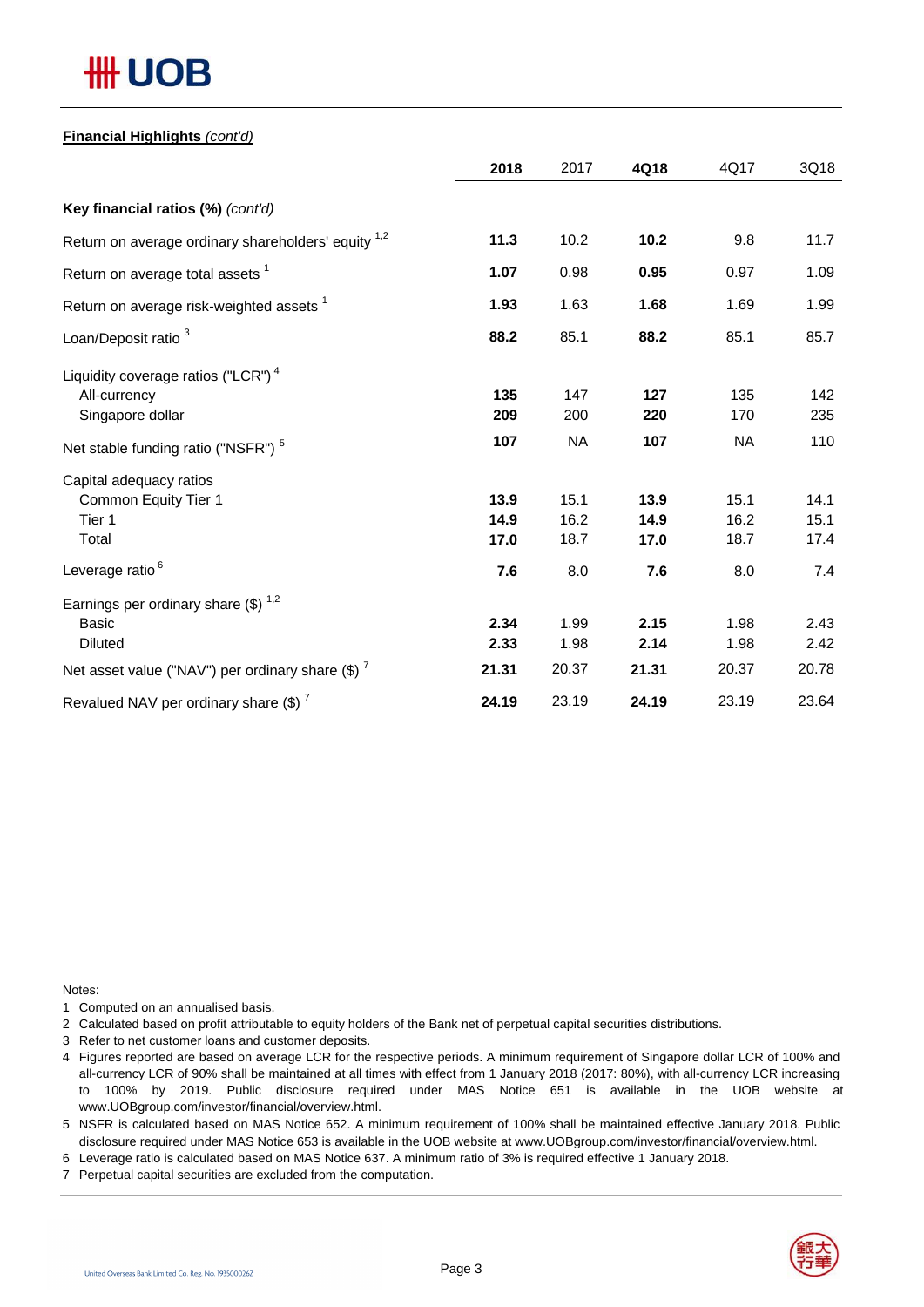**Financial Highlights** *(cont'd)*

| | **2018** | 2017 | **4Q18** | 4Q17 | 3Q18 |
|---|---|---|---|---|---|
| **Key financial ratios (%)** *(cont'd)* | | | | | |
| Return on average ordinary shareholders' equity [1,2] | **11.3** | 10.2 | **10.2** | 9.8 | 11.7 |
| Return on average total assets [1] | **1.07** | 0.98 | **0.95** | 0.97 | 1.09 |
| Return on average risk-weighted assets [1] | **1.93** | 1.63 | **1.68** | 1.69 | 1.99 |
| Loan/Deposit ratio [3] | **88.2** | 85.1 | **88.2** | 85.1 | 85.7 |
| Liquidity coverage ratios ("LCR") [4] | | | | | |
| All-currency | **135** | 147 | **127** | 135 | 142 |
| Singapore dollar | **209** | 200 | **220** | 170 | 235 |
| Net stable funding ratio ("NSFR") [5] | **107** | NA | **107** | NA | 110 |
| Capital adequacy ratios | | | | | |
| Common Equity Tier 1 | **13.9** | 15.1 | **13.9** | 15.1 | 14.1 |
| Tier 1 | **14.9** | 16.2 | **14.9** | 16.2 | 15.1 |
| Total | **17.0** | 18.7 | **17.0** | 18.7 | 17.4 |
| Leverage ratio [6] | **7.6** | 8.0 | **7.6** | 8.0 | 7.4 |
| Earnings per ordinary share ($) [1,2] | | | | | |
| Basic | **2.34** | 1.99 | **2.15** | 1.98 | 2.43 |
| Diluted | **2.33** | 1.98 | **2.14** | 1.98 | 2.42 |
| Net asset value ("NAV") per ordinary share ($) [7] | **21.31** | 20.37 | **21.31** | 20.37 | 20.78 |
| Revalued NAV per ordinary share ($) [7] | **24.19** | 23.19 | **24.19** | 23.19 | 23.64 |

Notes:

1 Computed on an annualised basis.

2 Calculated based on profit attributable to equity holders of the Bank net of perpetual capital securities distributions.

3 Refer to net customer loans and customer deposits.

4 Figures reported are based on average LCR for the respective periods. A minimum requirement of Singapore dollar LCR of 100% and all-currency LCR of 90% shall be maintained at all times with effect from 1 January 2018 (2017: 80%), with all-currency LCR increasing to 100% by 2019. Public disclosure required under MAS Notice 651 is available in the UOB website at www.UOBgroup.com/investor/financial/overview.html.

5 NSFR is calculated based on MAS Notice 652. A minimum requirement of 100% shall be maintained effective January 2018. Public disclosure required under MAS Notice 653 is available in the UOB website at www.UOBgroup.com/investor/financial/overview.html.

6 Leverage ratio is calculated based on MAS Notice 637. A minimum ratio of 3% is required effective 1 January 2018.

7 Perpetual capital securities are excluded from the computation.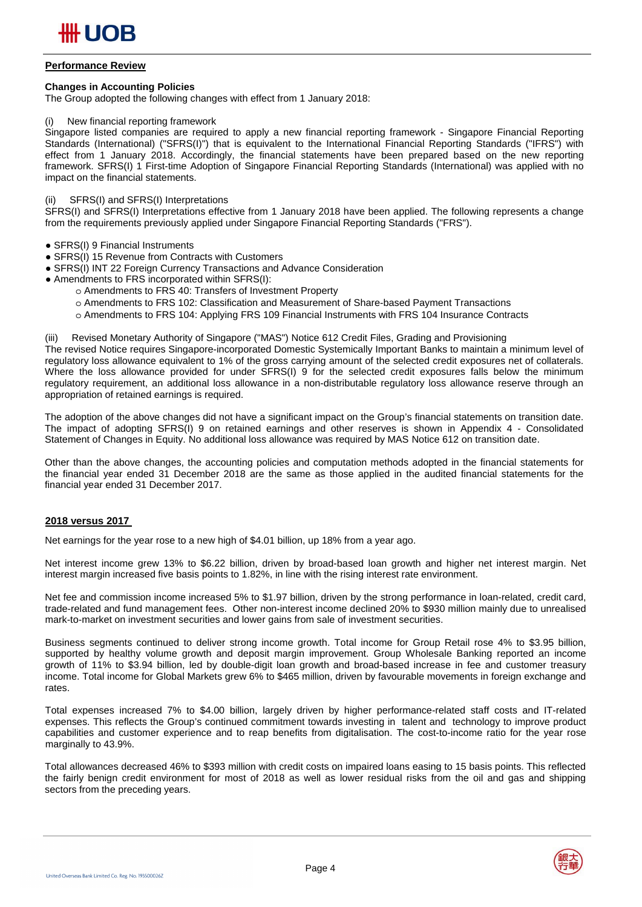## Performance Review

**Changes in Accounting Policies**

The Group adopted the following changes with effect from 1 January 2018:

(i) New financial reporting framework

Singapore listed companies are required to apply a new financial reporting framework - Singapore Financial Reporting Standards (International) ("SFRS(I)") that is equivalent to the International Financial Reporting Standards ("IFRS") with effect from 1 January 2018. Accordingly, the financial statements have been prepared based on the new reporting framework. SFRS(I) 1 First-time Adoption of Singapore Financial Reporting Standards (International) was applied with no impact on the financial statements.

(ii) SFRS(I) and SFRS(I) Interpretations

SFRS(I) and SFRS(I) Interpretations effective from 1 January 2018 have been applied. The following represents a change from the requirements previously applied under Singapore Financial Reporting Standards ("FRS").

- SFRS(I) 9 Financial Instruments
- SFRS(I) 15 Revenue from Contracts with Customers
- SFRS(I) INT 22 Foreign Currency Transactions and Advance Consideration
- Amendments to FRS incorporated within SFRS(I):
  - Amendments to FRS 40: Transfers of Investment Property
  - Amendments to FRS 102: Classification and Measurement of Share-based Payment Transactions
  - Amendments to FRS 104: Applying FRS 109 Financial Instruments with FRS 104 Insurance Contracts

(iii) Revised Monetary Authority of Singapore ("MAS") Notice 612 Credit Files, Grading and Provisioning

The revised Notice requires Singapore-incorporated Domestic Systemically Important Banks to maintain a minimum level of regulatory loss allowance equivalent to 1% of the gross carrying amount of the selected credit exposures net of collaterals. Where the loss allowance provided for under SFRS(I) 9 for the selected credit exposures falls below the minimum regulatory requirement, an additional loss allowance in a non-distributable regulatory loss allowance reserve through an appropriation of retained earnings is required.

The adoption of the above changes did not have a significant impact on the Group's financial statements on transition date. The impact of adopting SFRS(I) 9 on retained earnings and other reserves is shown in Appendix 4 - Consolidated Statement of Changes in Equity. No additional loss allowance was required by MAS Notice 612 on transition date.

Other than the above changes, the accounting policies and computation methods adopted in the financial statements for the financial year ended 31 December 2018 are the same as those applied in the audited financial statements for the financial year ended 31 December 2017.

## 2018 versus 2017

Net earnings for the year rose to a new high of $4.01 billion, up 18% from a year ago.

Net interest income grew 13% to $6.22 billion, driven by broad-based loan growth and higher net interest margin. Net interest margin increased five basis points to 1.82%, in line with the rising interest rate environment.

Net fee and commission income increased 5% to $1.97 billion, driven by the strong performance in loan-related, credit card, trade-related and fund management fees. Other non-interest income declined 20% to $930 million mainly due to unrealised mark-to-market on investment securities and lower gains from sale of investment securities.

Business segments continued to deliver strong income growth. Total income for Group Retail rose 4% to $3.95 billion, supported by healthy volume growth and deposit margin improvement. Group Wholesale Banking reported an income growth of 11% to $3.94 billion, led by double-digit loan growth and broad-based increase in fee and customer treasury income. Total income for Global Markets grew 6% to $465 million, driven by favourable movements in foreign exchange and rates.

Total expenses increased 7% to $4.00 billion, largely driven by higher performance-related staff costs and IT-related expenses. This reflects the Group's continued commitment towards investing in talent and technology to improve product capabilities and customer experience and to reap benefits from digitalisation. The cost-to-income ratio for the year rose marginally to 43.9%.

Total allowances decreased 46% to $393 million with credit costs on impaired loans easing to 15 basis points. This reflected the fairly benign credit environment for most of 2018 as well as lower residual risks from the oil and gas and shipping sectors from the preceding years.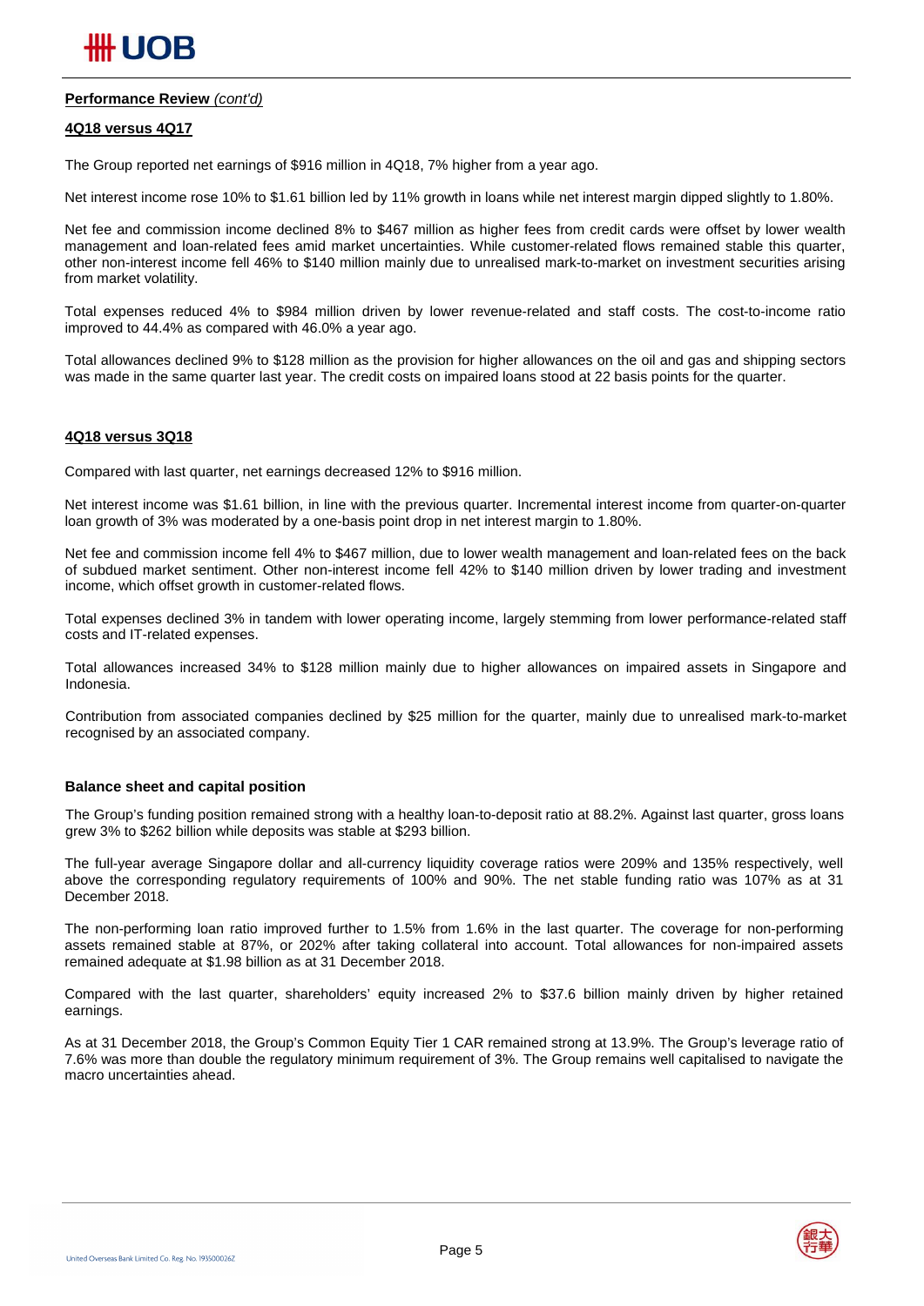**Performance Review** *(cont'd)*

**4Q18 versus 4Q17**

The Group reported net earnings of $916 million in 4Q18, 7% higher from a year ago.

Net interest income rose 10% to $1.61 billion led by 11% growth in loans while net interest margin dipped slightly to 1.80%.

Net fee and commission income declined 8% to $467 million as higher fees from credit cards were offset by lower wealth management and loan-related fees amid market uncertainties. While customer-related flows remained stable this quarter, other non-interest income fell 46% to $140 million mainly due to unrealised mark-to-market on investment securities arising from market volatility.

Total expenses reduced 4% to $984 million driven by lower revenue-related and staff costs. The cost-to-income ratio improved to 44.4% as compared with 46.0% a year ago.

Total allowances declined 9% to $128 million as the provision for higher allowances on the oil and gas and shipping sectors was made in the same quarter last year. The credit costs on impaired loans stood at 22 basis points for the quarter.

**4Q18 versus 3Q18**

Compared with last quarter, net earnings decreased 12% to $916 million.

Net interest income was $1.61 billion, in line with the previous quarter. Incremental interest income from quarter-on-quarter loan growth of 3% was moderated by a one-basis point drop in net interest margin to 1.80%.

Net fee and commission income fell 4% to $467 million, due to lower wealth management and loan-related fees on the back of subdued market sentiment. Other non-interest income fell 42% to $140 million driven by lower trading and investment income, which offset growth in customer-related flows.

Total expenses declined 3% in tandem with lower operating income, largely stemming from lower performance-related staff costs and IT-related expenses.

Total allowances increased 34% to $128 million mainly due to higher allowances on impaired assets in Singapore and Indonesia.

Contribution from associated companies declined by $25 million for the quarter, mainly due to unrealised mark-to-market recognised by an associated company.

**Balance sheet and capital position**

The Group's funding position remained strong with a healthy loan-to-deposit ratio at 88.2%. Against last quarter, gross loans grew 3% to $262 billion while deposits was stable at $293 billion.

The full-year average Singapore dollar and all-currency liquidity coverage ratios were 209% and 135% respectively, well above the corresponding regulatory requirements of 100% and 90%. The net stable funding ratio was 107% as at 31 December 2018.

The non-performing loan ratio improved further to 1.5% from 1.6% in the last quarter. The coverage for non-performing assets remained stable at 87%, or 202% after taking collateral into account. Total allowances for non-impaired assets remained adequate at $1.98 billion as at 31 December 2018.

Compared with the last quarter, shareholders' equity increased 2% to $37.6 billion mainly driven by higher retained earnings.

As at 31 December 2018, the Group's Common Equity Tier 1 CAR remained strong at 13.9%. The Group's leverage ratio of 7.6% was more than double the regulatory minimum requirement of 3%. The Group remains well capitalised to navigate the macro uncertainties ahead.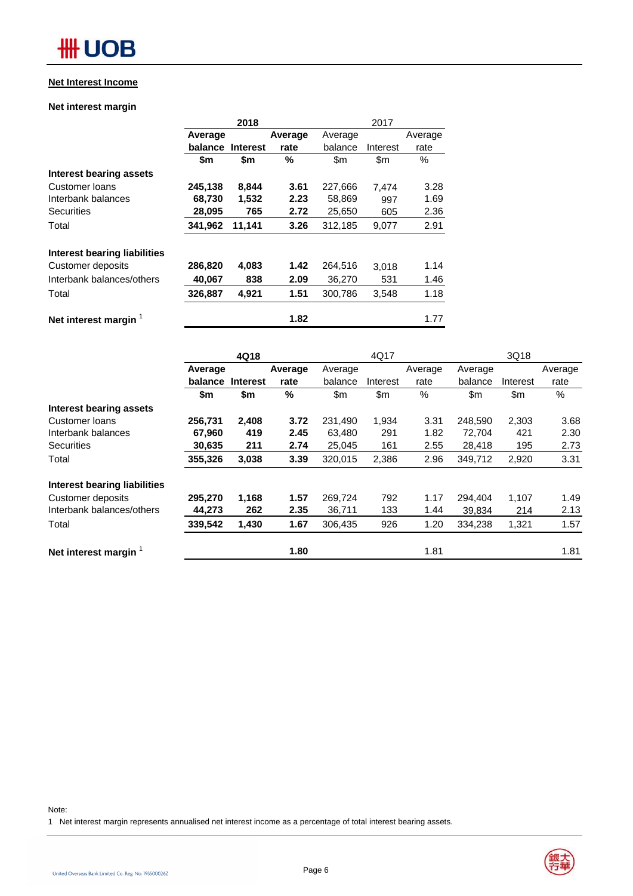## Net Interest Income

**Net interest margin**

| | 2018 | | | 2017 | | |
|---|---|---|---|---|---|---|
| | **Average balance** | **Interest** | **Average rate** | Average balance | Interest | Average rate |
| | **$m** | **$m** | **%** | $m | $m | % |
| **Interest bearing assets** | | | | | | |
| Customer loans | **245,138** | **8,844** | **3.61** | 227,666 | 7,474 | 3.28 |
| Interbank balances | **68,730** | **1,532** | **2.23** | 58,869 | 997 | 1.69 |
| Securities | **28,095** | **765** | **2.72** | 25,650 | 605 | 2.36 |
| Total | **341,962** | **11,141** | **3.26** | 312,185 | 9,077 | 2.91 |
| | | | | | | |
| **Interest bearing liabilities** | | | | | | |
| Customer deposits | **286,820** | **4,083** | **1.42** | 264,516 | 3,018 | 1.14 |
| Interbank balances/others | **40,067** | **838** | **2.09** | 36,270 | 531 | 1.46 |
| Total | **326,887** | **4,921** | **1.51** | 300,786 | 3,548 | 1.18 |
| | | | | | | |
| **Net interest margin** [1] | | | **1.82** | | | 1.77 |

| | 4Q18 | | | 4Q17 | | | 3Q18 | | |
|---|---|---|---|---|---|---|---|---|---|
| | **Average balance** | **Interest** | **Average rate** | Average balance | Interest | Average rate | Average balance | Interest | Average rate |
| | **$m** | **$m** | **%** | $m | $m | % | $m | $m | % |
| **Interest bearing assets** | | | | | | | | | |
| Customer loans | **256,731** | **2,408** | **3.72** | 231,490 | 1,934 | 3.31 | 248,590 | 2,303 | 3.68 |
| Interbank balances | **67,960** | **419** | **2.45** | 63,480 | 291 | 1.82 | 72,704 | 421 | 2.30 |
| Securities | **30,635** | **211** | **2.74** | 25,045 | 161 | 2.55 | 28,418 | 195 | 2.73 |
| Total | **355,326** | **3,038** | **3.39** | 320,015 | 2,386 | 2.96 | 349,712 | 2,920 | 3.31 |
| | | | | | | | | | |
| **Interest bearing liabilities** | | | | | | | | | |
| Customer deposits | **295,270** | **1,168** | **1.57** | 269,724 | 792 | 1.17 | 294,404 | 1,107 | 1.49 |
| Interbank balances/others | **44,273** | **262** | **2.35** | 36,711 | 133 | 1.44 | 39,834 | 214 | 2.13 |
| Total | **339,542** | **1,430** | **1.67** | 306,435 | 926 | 1.20 | 334,238 | 1,321 | 1.57 |
| | | | | | | | | | |
| **Net interest margin** [1] | | | **1.80** | | | 1.81 | | | 1.81 |

Note:

1 Net interest margin represents annualised net interest income as a percentage of total interest bearing assets.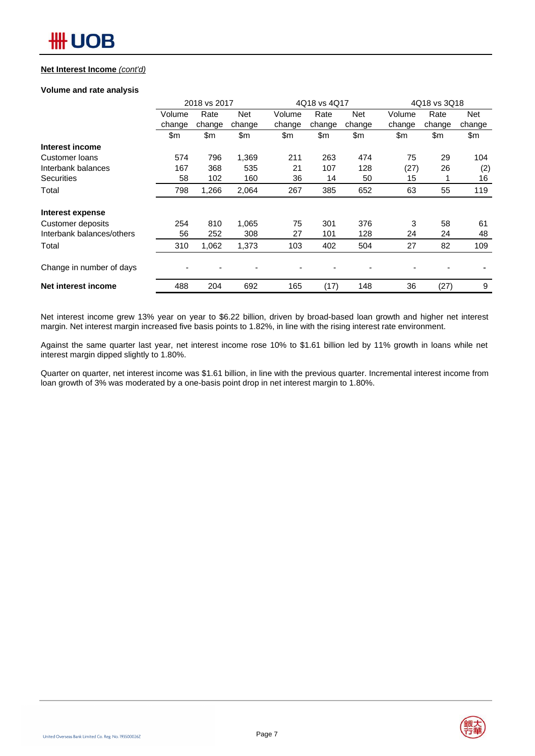**Net Interest Income** *(cont'd)*

**Volume and rate analysis**

| | 2018 vs 2017 | | | 4Q18 vs 4Q17 | | | 4Q18 vs 3Q18 | | |
|---|---|---|---|---|---|---|---|---|---|
| | Volume change | Rate change | Net change | Volume change | Rate change | Net change | Volume change | Rate change | Net change |
| | $m | $m | $m | $m | $m | $m | $m | $m | $m |
| **Interest income** | | | | | | | | | |
| Customer loans | 574 | 796 | 1,369 | 211 | 263 | 474 | 75 | 29 | 104 |
| Interbank balances | 167 | 368 | 535 | 21 | 107 | 128 | (27) | 26 | (2) |
| Securities | 58 | 102 | 160 | 36 | 14 | 50 | 15 | 1 | 16 |
| Total | 798 | 1,266 | 2,064 | 267 | 385 | 652 | 63 | 55 | 119 |
| **Interest expense** | | | | | | | | | |
| Customer deposits | 254 | 810 | 1,065 | 75 | 301 | 376 | 3 | 58 | 61 |
| Interbank balances/others | 56 | 252 | 308 | 27 | 101 | 128 | 24 | 24 | 48 |
| Total | 310 | 1,062 | 1,373 | 103 | 402 | 504 | 27 | 82 | 109 |
| Change in number of days | - | - | - | - | - | - | - | - | - |
| **Net interest income** | 488 | 204 | 692 | 165 | (17) | 148 | 36 | (27) | 9 |

Net interest income grew 13% year on year to $6.22 billion, driven by broad-based loan growth and higher net interest margin. Net interest margin increased five basis points to 1.82%, in line with the rising interest rate environment.

Against the same quarter last year, net interest income rose 10% to $1.61 billion led by 11% growth in loans while net interest margin dipped slightly to 1.80%.

Quarter on quarter, net interest income was $1.61 billion, in line with the previous quarter. Incremental interest income from loan growth of 3% was moderated by a one-basis point drop in net interest margin to 1.80%.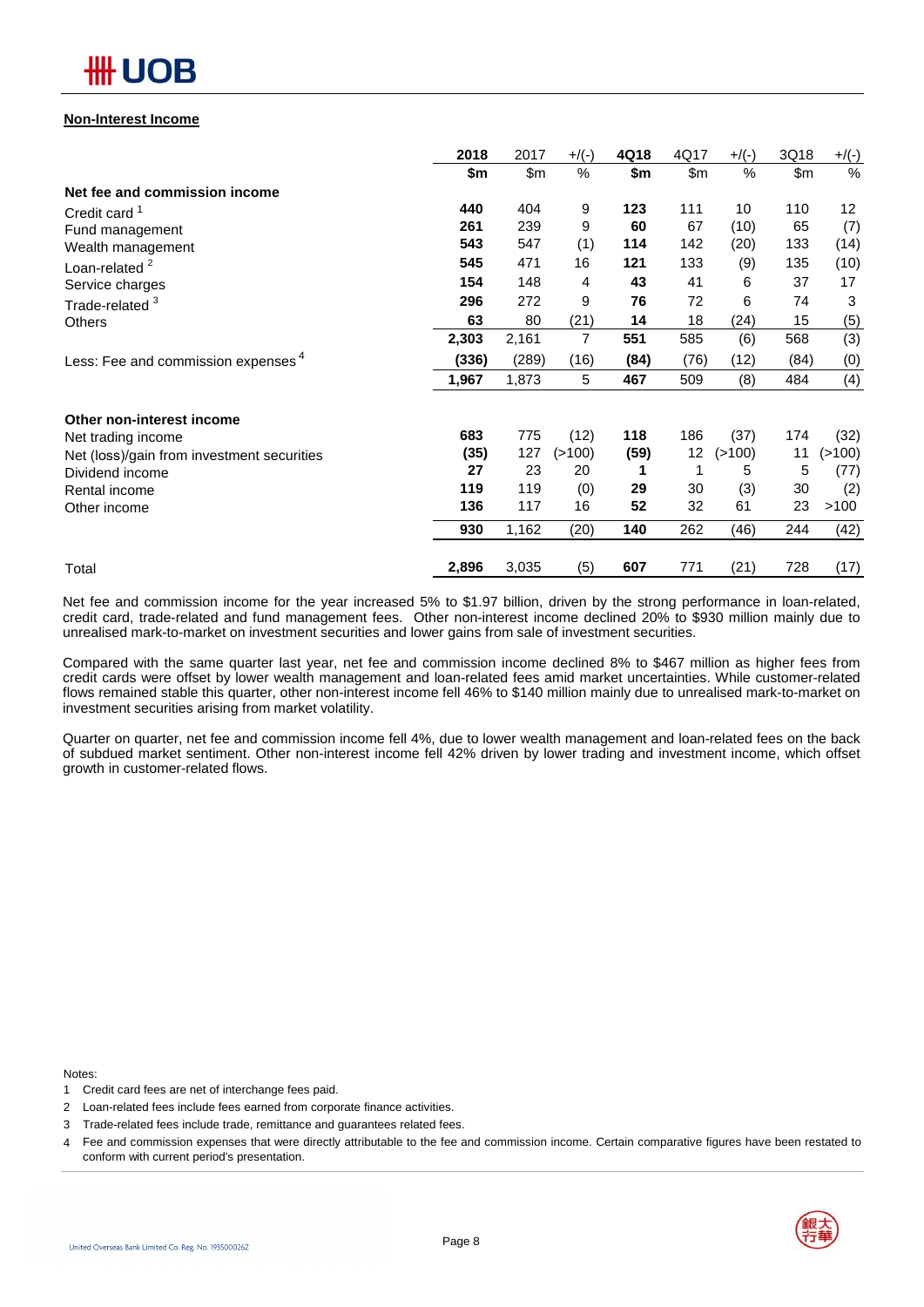## Non-Interest Income

| | 2018 | 2017 | +/(-) | 4Q18 | 4Q17 | +/(-) | 3Q18 | +/(-) |
|---|---|---|---|---|---|---|---|---|
| | **$m** | $m | % | **$m** | $m | % | $m | % |
| **Net fee and commission income** | | | | | | | | |
| Credit card [1] | **440** | 404 | 9 | **123** | 111 | 10 | 110 | 12 |
| Fund management | **261** | 239 | 9 | **60** | 67 | (10) | 65 | (7) |
| Wealth management | **543** | 547 | (1) | **114** | 142 | (20) | 133 | (14) |
| Loan-related [2] | **545** | 471 | 16 | **121** | 133 | (9) | 135 | (10) |
| Service charges | **154** | 148 | 4 | **43** | 41 | 6 | 37 | 17 |
| Trade-related [3] | **296** | 272 | 9 | **76** | 72 | 6 | 74 | 3 |
| Others | **63** | 80 | (21) | **14** | 18 | (24) | 15 | (5) |
| | **2,303** | 2,161 | 7 | **551** | 585 | (6) | 568 | (3) |
| Less: Fee and commission expenses [4] | **(336)** | (289) | (16) | **(84)** | (76) | (12) | (84) | (0) |
| | **1,967** | 1,873 | 5 | **467** | 509 | (8) | 484 | (4) |
| **Other non-interest income** | | | | | | | | |
| Net trading income | **683** | 775 | (12) | **118** | 186 | (37) | 174 | (32) |
| Net (loss)/gain from investment securities | **(35)** | 127 | (>100) | **(59)** | 12 | (>100) | 11 | (>100) |
| Dividend income | **27** | 23 | 20 | **1** | 1 | 5 | 5 | (77) |
| Rental income | **119** | 119 | (0) | **29** | 30 | (3) | 30 | (2) |
| Other income | **136** | 117 | 16 | **52** | 32 | 61 | 23 | >100 |
| | **930** | 1,162 | (20) | **140** | 262 | (46) | 244 | (42) |
| Total | **2,896** | 3,035 | (5) | **607** | 771 | (21) | 728 | (17) |

Net fee and commission income for the year increased 5% to $1.97 billion, driven by the strong performance in loan-related, credit card, trade-related and fund management fees. Other non-interest income declined 20% to $930 million mainly due to unrealised mark-to-market on investment securities and lower gains from sale of investment securities.

Compared with the same quarter last year, net fee and commission income declined 8% to $467 million as higher fees from credit cards were offset by lower wealth management and loan-related fees amid market uncertainties. While customer-related flows remained stable this quarter, other non-interest income fell 46% to $140 million mainly due to unrealised mark-to-market on investment securities arising from market volatility.

Quarter on quarter, net fee and commission income fell 4%, due to lower wealth management and loan-related fees on the back of subdued market sentiment. Other non-interest income fell 42% driven by lower trading and investment income, which offset growth in customer-related flows.

Notes:

1. Credit card fees are net of interchange fees paid.
2. Loan-related fees include fees earned from corporate finance activities.
3. Trade-related fees include trade, remittance and guarantees related fees.
4. Fee and commission expenses that were directly attributable to the fee and commission income. Certain comparative figures have been restated to conform with current period's presentation.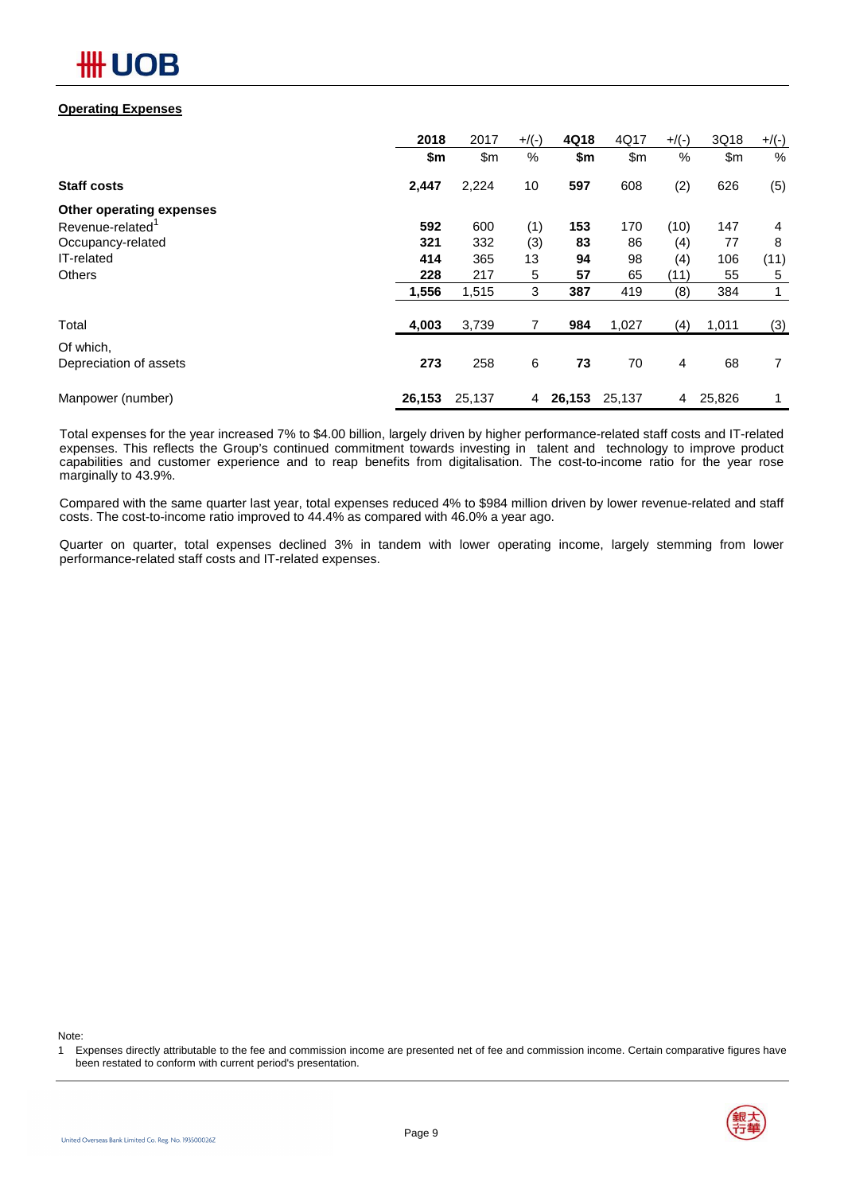**Operating Expenses**

| | 2018 | 2017 | +/(-) | 4Q18 | 4Q17 | +/(-) | 3Q18 | +/(-) |
|---|---|---|---|---|---|---|---|---|
| | $m | $m | % | $m | $m | % | $m | % |
| **Staff costs** | **2,447** | 2,224 | 10 | **597** | 608 | (2) | 626 | (5) |
| **Other operating expenses** | | | | | | | | |
| Revenue-related[1] | **592** | 600 | (1) | **153** | 170 | (10) | 147 | 4 |
| Occupancy-related | **321** | 332 | (3) | **83** | 86 | (4) | 77 | 8 |
| IT-related | **414** | 365 | 13 | **94** | 98 | (4) | 106 | (11) |
| Others | **228** | 217 | 5 | **57** | 65 | (11) | 55 | 5 |
| | **1,556** | 1,515 | 3 | **387** | 419 | (8) | 384 | 1 |
| Total | **4,003** | 3,739 | 7 | **984** | 1,027 | (4) | 1,011 | (3) |
| Of which, Depreciation of assets | **273** | 258 | 6 | **73** | 70 | 4 | 68 | 7 |
| Manpower (number) | **26,153** | 25,137 | 4 | **26,153** | 25,137 | 4 | 25,826 | 1 |

Total expenses for the year increased 7% to $4.00 billion, largely driven by higher performance-related staff costs and IT-related expenses. This reflects the Group's continued commitment towards investing in talent and technology to improve product capabilities and customer experience and to reap benefits from digitalisation. The cost-to-income ratio for the year rose marginally to 43.9%.

Compared with the same quarter last year, total expenses reduced 4% to $984 million driven by lower revenue-related and staff costs. The cost-to-income ratio improved to 44.4% as compared with 46.0% a year ago.

Quarter on quarter, total expenses declined 3% in tandem with lower operating income, largely stemming from lower performance-related staff costs and IT-related expenses.

Note:

1 Expenses directly attributable to the fee and commission income are presented net of fee and commission income. Certain comparative figures have been restated to conform with current period's presentation.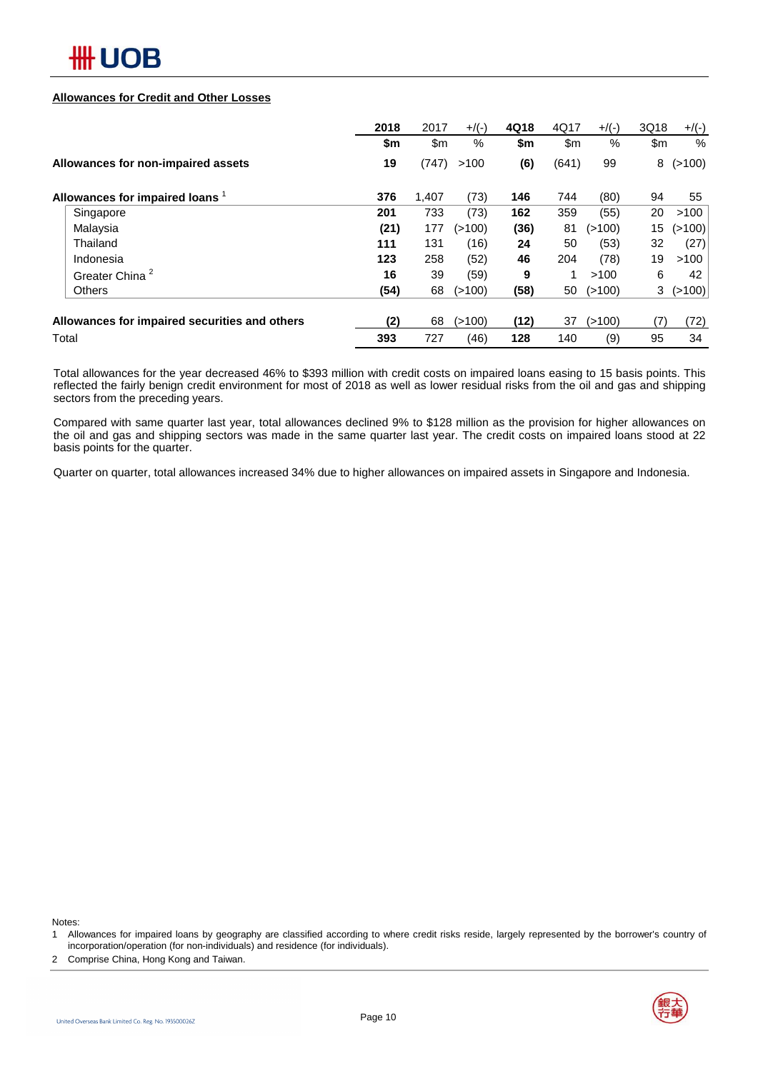**Allowances for Credit and Other Losses**

| | 2018 | 2017 | +/(-) | 4Q18 | 4Q17 | +/(-) | 3Q18 | +/(-) |
|---|---|---|---|---|---|---|---|---|
| | **$m** | $m | % | **$m** | $m | % | $m | % |
| **Allowances for non-impaired assets** | **19** | (747) | >100 | **(6)** | (641) | 99 | 8 | (>100) |
| **Allowances for impaired loans** [1] | **376** | 1,407 | (73) | **146** | 744 | (80) | 94 | 55 |
| Singapore | **201** | 733 | (73) | **162** | 359 | (55) | 20 | >100 |
| Malaysia | **(21)** | 177 | (>100) | **(36)** | 81 | (>100) | 15 | (>100) |
| Thailand | **111** | 131 | (16) | **24** | 50 | (53) | 32 | (27) |
| Indonesia | **123** | 258 | (52) | **46** | 204 | (78) | 19 | >100 |
| Greater China [2] | **16** | 39 | (59) | **9** | 1 | >100 | 6 | 42 |
| Others | **(54)** | 68 | (>100) | **(58)** | 50 | (>100) | 3 | (>100) |
| **Allowances for impaired securities and others** | **(2)** | 68 | (>100) | **(12)** | 37 | (>100) | (7) | (72) |
| Total | **393** | 727 | (46) | **128** | 140 | (9) | 95 | 34 |

Total allowances for the year decreased 46% to $393 million with credit costs on impaired loans easing to 15 basis points. This reflected the fairly benign credit environment for most of 2018 as well as lower residual risks from the oil and gas and shipping sectors from the preceding years.

Compared with same quarter last year, total allowances declined 9% to $128 million as the provision for higher allowances on the oil and gas and shipping sectors was made in the same quarter last year. The credit costs on impaired loans stood at 22 basis points for the quarter.

Quarter on quarter, total allowances increased 34% due to higher allowances on impaired assets in Singapore and Indonesia.

Notes:

1 Allowances for impaired loans by geography are classified according to where credit risks reside, largely represented by the borrower's country of incorporation/operation (for non-individuals) and residence (for individuals).

2 Comprise China, Hong Kong and Taiwan.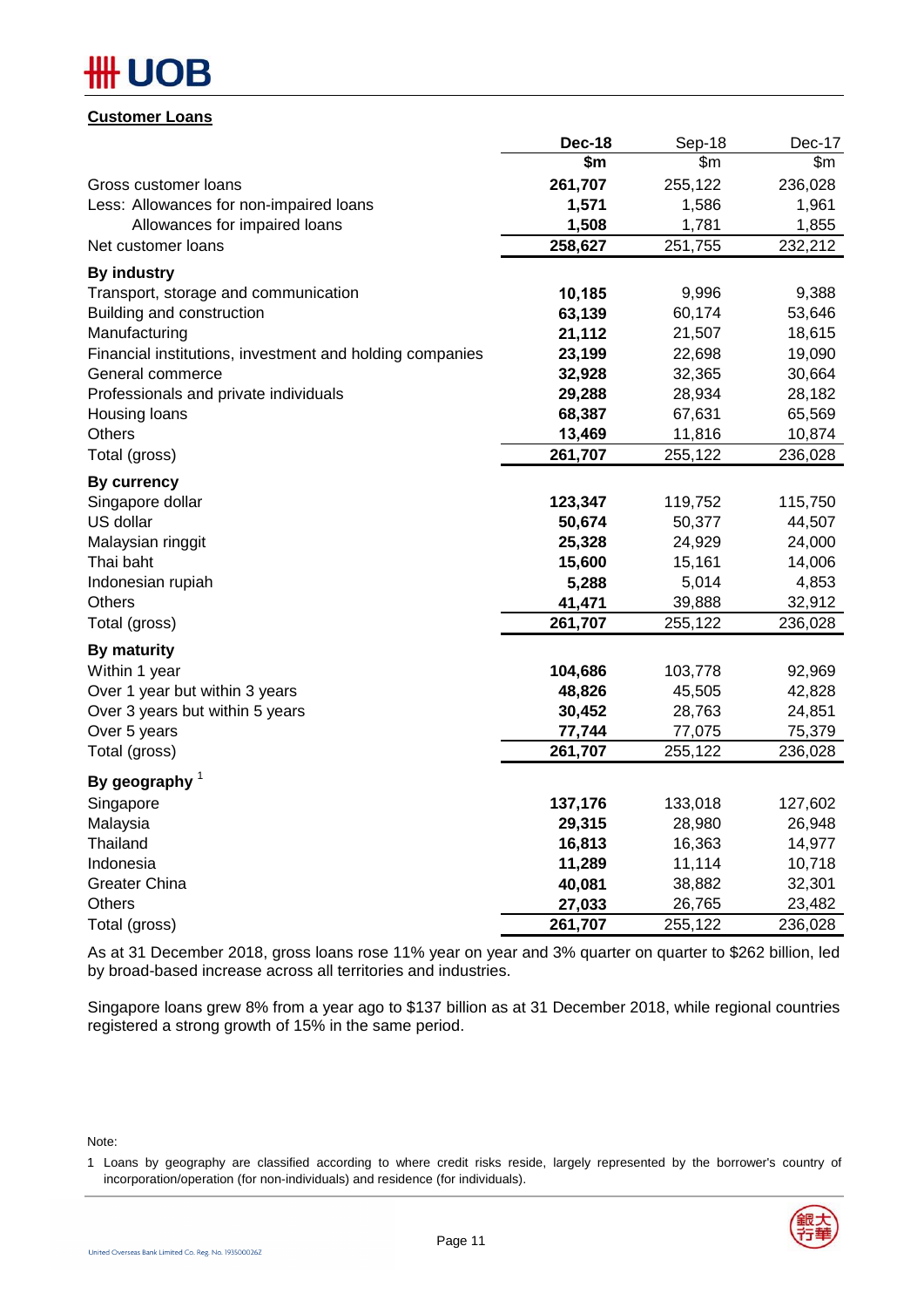## Customer Loans

| | Dec-18 | Sep-18 | Dec-17 |
|---|---|---|---|
| | $m | $m | $m |
| Gross customer loans | 261,707 | 255,122 | 236,028 |
| Less: Allowances for non-impaired loans | 1,571 | 1,586 | 1,961 |
| Allowances for impaired loans | 1,508 | 1,781 | 1,855 |
| Net customer loans | 258,627 | 251,755 | 232,212 |
| **By industry** | | | |
| Transport, storage and communication | 10,185 | 9,996 | 9,388 |
| Building and construction | 63,139 | 60,174 | 53,646 |
| Manufacturing | 21,112 | 21,507 | 18,615 |
| Financial institutions, investment and holding companies | 23,199 | 22,698 | 19,090 |
| General commerce | 32,928 | 32,365 | 30,664 |
| Professionals and private individuals | 29,288 | 28,934 | 28,182 |
| Housing loans | 68,387 | 67,631 | 65,569 |
| Others | 13,469 | 11,816 | 10,874 |
| Total (gross) | 261,707 | 255,122 | 236,028 |
| **By currency** | | | |
| Singapore dollar | 123,347 | 119,752 | 115,750 |
| US dollar | 50,674 | 50,377 | 44,507 |
| Malaysian ringgit | 25,328 | 24,929 | 24,000 |
| Thai baht | 15,600 | 15,161 | 14,006 |
| Indonesian rupiah | 5,288 | 5,014 | 4,853 |
| Others | 41,471 | 39,888 | 32,912 |
| Total (gross) | 261,707 | 255,122 | 236,028 |
| **By maturity** | | | |
| Within 1 year | 104,686 | 103,778 | 92,969 |
| Over 1 year but within 3 years | 48,826 | 45,505 | 42,828 |
| Over 3 years but within 5 years | 30,452 | 28,763 | 24,851 |
| Over 5 years | 77,744 | 77,075 | 75,379 |
| Total (gross) | 261,707 | 255,122 | 236,028 |
| **By geography** [1] | | | |
| Singapore | 137,176 | 133,018 | 127,602 |
| Malaysia | 29,315 | 28,980 | 26,948 |
| Thailand | 16,813 | 16,363 | 14,977 |
| Indonesia | 11,289 | 11,114 | 10,718 |
| Greater China | 40,081 | 38,882 | 32,301 |
| Others | 27,033 | 26,765 | 23,482 |
| Total (gross) | 261,707 | 255,122 | 236,028 |

As at 31 December 2018, gross loans rose 11% year on year and 3% quarter on quarter to $262 billion, led by broad-based increase across all territories and industries.

Singapore loans grew 8% from a year ago to $137 billion as at 31 December 2018, while regional countries registered a strong growth of 15% in the same period.

Note:

1 Loans by geography are classified according to where credit risks reside, largely represented by the borrower's country of incorporation/operation (for non-individuals) and residence (for individuals).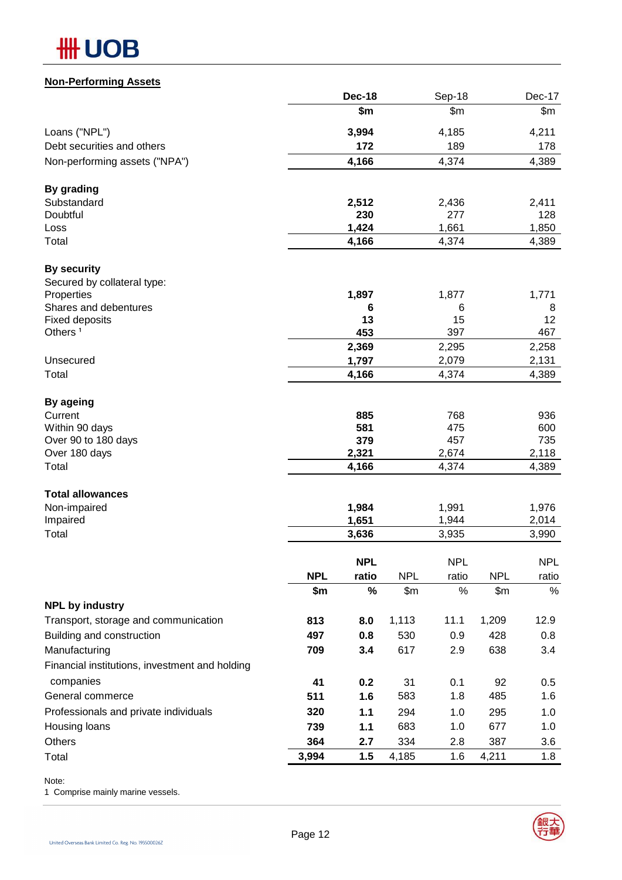## Non-Performing Assets

| | Dec-18 | Sep-18 | Dec-17 |
|---|---|---|---|
| | $m | $m | $m |
| Loans ("NPL") | **3,994** | 4,185 | 4,211 |
| Debt securities and others | **172** | 189 | 178 |
| Non-performing assets ("NPA") | **4,166** | 4,374 | 4,389 |
| **By grading** | | | |
| Substandard | **2,512** | 2,436 | 2,411 |
| Doubtful | **230** | 277 | 128 |
| Loss | **1,424** | 1,661 | 1,850 |
| Total | **4,166** | 4,374 | 4,389 |
| **By security** | | | |
| Secured by collateral type: | | | |
| Properties | **1,897** | 1,877 | 1,771 |
| Shares and debentures | **6** | 6 | 8 |
| Fixed deposits | **13** | 15 | 12 |
| Others [1] | **453** | 397 | 467 |
| | **2,369** | 2,295 | 2,258 |
| Unsecured | **1,797** | 2,079 | 2,131 |
| Total | **4,166** | 4,374 | 4,389 |
| **By ageing** | | | |
| Current | **885** | 768 | 936 |
| Within 90 days | **581** | 475 | 600 |
| Over 90 to 180 days | **379** | 457 | 735 |
| Over 180 days | **2,321** | 2,674 | 2,118 |
| Total | **4,166** | 4,374 | 4,389 |
| **Total allowances** | | | |
| Non-impaired | **1,984** | 1,991 | 1,976 |
| Impaired | **1,651** | 1,944 | 2,014 |
| Total | **3,636** | 3,935 | 3,990 |

| | Dec-18 | | Sep-18 | | Dec-17 | |
|---|---|---|---|---|---|---|
| | **NPL** | **NPL ratio** | NPL | NPL ratio | NPL | NPL ratio |
| | **$m** | **%** | $m | % | $m | % |
| **NPL by industry** | | | | | | |
| Transport, storage and communication | **813** | **8.0** | 1,113 | 11.1 | 1,209 | 12.9 |
| Building and construction | **497** | **0.8** | 530 | 0.9 | 428 | 0.8 |
| Manufacturing | **709** | **3.4** | 617 | 2.9 | 638 | 3.4 |
| Financial institutions, investment and holding companies | **41** | **0.2** | 31 | 0.1 | 92 | 0.5 |
| General commerce | **511** | **1.6** | 583 | 1.8 | 485 | 1.6 |
| Professionals and private individuals | **320** | **1.1** | 294 | 1.0 | 295 | 1.0 |
| Housing loans | **739** | **1.1** | 683 | 1.0 | 677 | 1.0 |
| Others | **364** | **2.7** | 334 | 2.8 | 387 | 3.6 |
| Total | **3,994** | **1.5** | 4,185 | 1.6 | 4,211 | 1.8 |

Note:
1 Comprise mainly marine vessels.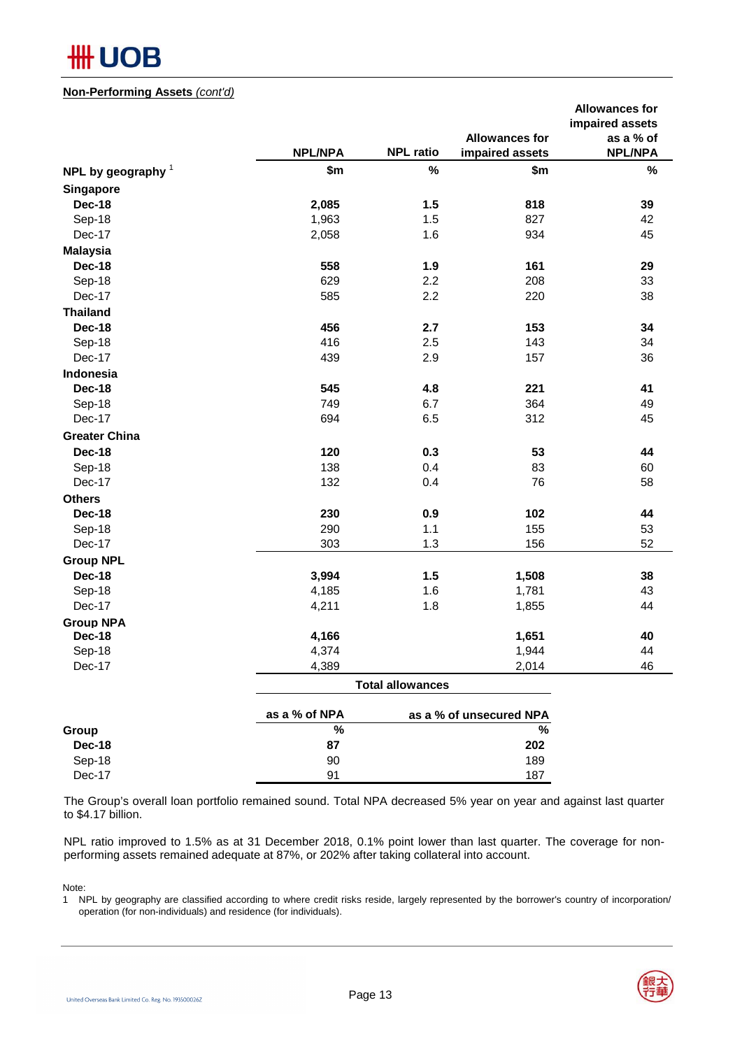**Non-Performing Assets** *(cont'd)*

| NPL by geography [1] | NPL/NPA | NPL ratio | Allowances for impaired assets | Allowances for impaired assets as a % of NPL/NPA |
|---|---|---|---|---|
| | $m | % | $m | % |
| **Singapore** | | | | |
| **Dec-18** | **2,085** | **1.5** | **818** | **39** |
| Sep-18 | 1,963 | 1.5 | 827 | 42 |
| Dec-17 | 2,058 | 1.6 | 934 | 45 |
| **Malaysia** | | | | |
| **Dec-18** | **558** | **1.9** | **161** | **29** |
| Sep-18 | 629 | 2.2 | 208 | 33 |
| Dec-17 | 585 | 2.2 | 220 | 38 |
| **Thailand** | | | | |
| **Dec-18** | **456** | **2.7** | **153** | **34** |
| Sep-18 | 416 | 2.5 | 143 | 34 |
| Dec-17 | 439 | 2.9 | 157 | 36 |
| **Indonesia** | | | | |
| **Dec-18** | **545** | **4.8** | **221** | **41** |
| Sep-18 | 749 | 6.7 | 364 | 49 |
| Dec-17 | 694 | 6.5 | 312 | 45 |
| **Greater China** | | | | |
| **Dec-18** | **120** | **0.3** | **53** | **44** |
| Sep-18 | 138 | 0.4 | 83 | 60 |
| Dec-17 | 132 | 0.4 | 76 | 58 |
| **Others** | | | | |
| **Dec-18** | **230** | **0.9** | **102** | **44** |
| Sep-18 | 290 | 1.1 | 155 | 53 |
| Dec-17 | 303 | 1.3 | 156 | 52 |
| **Group NPL** | | | | |
| **Dec-18** | **3,994** | **1.5** | **1,508** | **38** |
| Sep-18 | 4,185 | 1.6 | 1,781 | 43 |
| Dec-17 | 4,211 | 1.8 | 1,855 | 44 |
| **Group NPA** | | | | |
| **Dec-18** | **4,166** | | **1,651** | **40** |
| Sep-18 | 4,374 | | 1,944 | 44 |
| Dec-17 | 4,389 | | 2,014 | 46 |

| | Total allowances | |
|---|---|---|
| | as a % of NPA | as a % of unsecured NPA |
| **Group** | % | % |
| **Dec-18** | **87** | **202** |
| Sep-18 | 90 | 189 |
| Dec-17 | 91 | 187 |

The Group's overall loan portfolio remained sound. Total NPA decreased 5% year on year and against last quarter to $4.17 billion.

NPL ratio improved to 1.5% as at 31 December 2018, 0.1% point lower than last quarter. The coverage for non-performing assets remained adequate at 87%, or 202% after taking collateral into account.

Note:
1 NPL by geography are classified according to where credit risks reside, largely represented by the borrower's country of incorporation/ operation (for non-individuals) and residence (for individuals).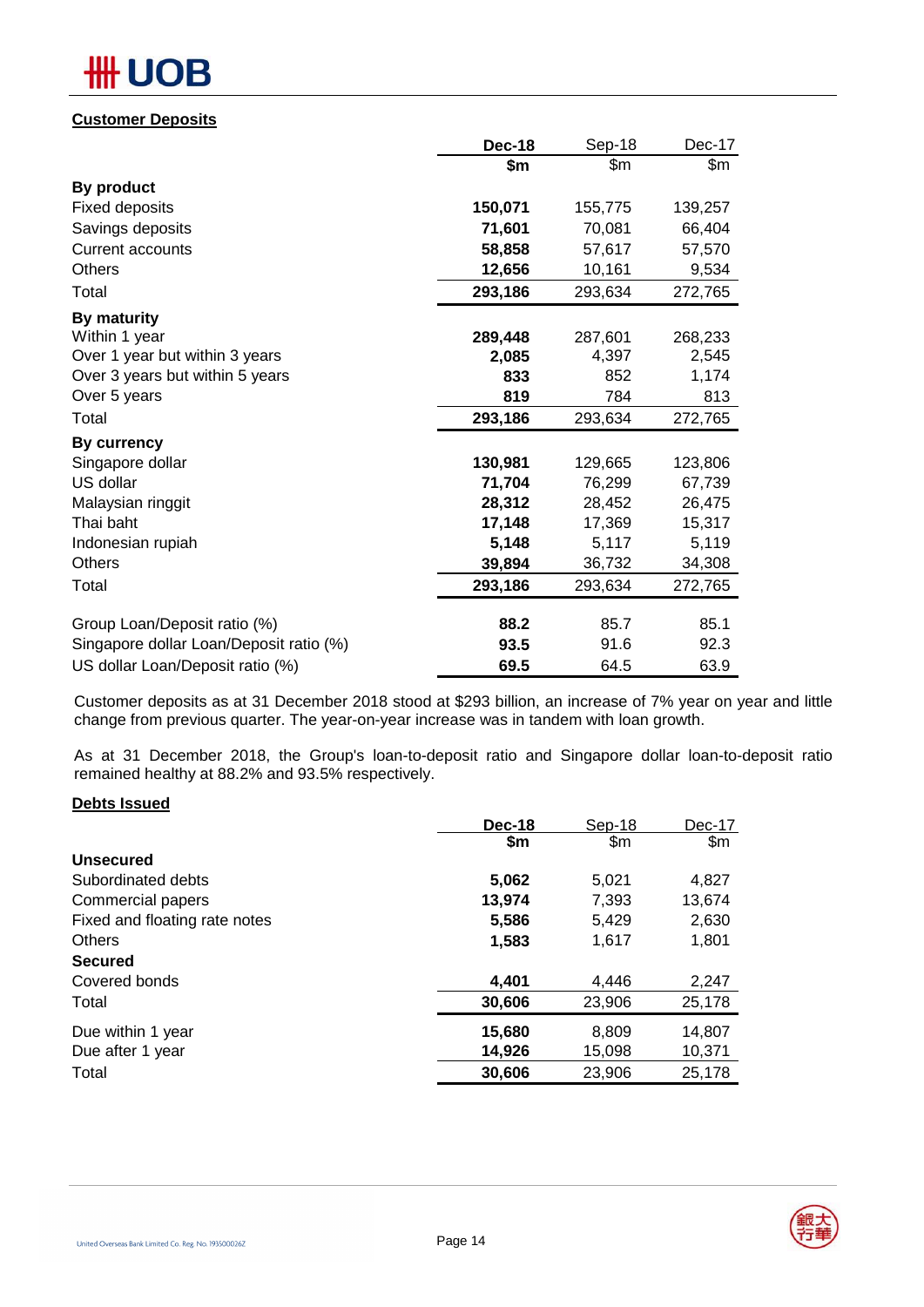## Customer Deposits

| | **Dec-18** | Sep-18 | Dec-17 |
|---|---|---|---|
| | **$m** | $m | $m |
| **By product** | | | |
| Fixed deposits | **150,071** | 155,775 | 139,257 |
| Savings deposits | **71,601** | 70,081 | 66,404 |
| Current accounts | **58,858** | 57,617 | 57,570 |
| Others | **12,656** | 10,161 | 9,534 |
| Total | **293,186** | 293,634 | 272,765 |
| **By maturity** | | | |
| Within 1 year | **289,448** | 287,601 | 268,233 |
| Over 1 year but within 3 years | **2,085** | 4,397 | 2,545 |
| Over 3 years but within 5 years | **833** | 852 | 1,174 |
| Over 5 years | **819** | 784 | 813 |
| Total | **293,186** | 293,634 | 272,765 |
| **By currency** | | | |
| Singapore dollar | **130,981** | 129,665 | 123,806 |
| US dollar | **71,704** | 76,299 | 67,739 |
| Malaysian ringgit | **28,312** | 28,452 | 26,475 |
| Thai baht | **17,148** | 17,369 | 15,317 |
| Indonesian rupiah | **5,148** | 5,117 | 5,119 |
| Others | **39,894** | 36,732 | 34,308 |
| Total | **293,186** | 293,634 | 272,765 |
| Group Loan/Deposit ratio (%) | **88.2** | 85.7 | 85.1 |
| Singapore dollar Loan/Deposit ratio (%) | **93.5** | 91.6 | 92.3 |
| US dollar Loan/Deposit ratio (%) | **69.5** | 64.5 | 63.9 |

Customer deposits as at 31 December 2018 stood at $293 billion, an increase of 7% year on year and little change from previous quarter. The year-on-year increase was in tandem with loan growth.

As at 31 December 2018, the Group's loan-to-deposit ratio and Singapore dollar loan-to-deposit ratio remained healthy at 88.2% and 93.5% respectively.

## Debts Issued

| | **Dec-18** | Sep-18 | Dec-17 |
|---|---|---|---|
| | **$m** | $m | $m |
| **Unsecured** | | | |
| Subordinated debts | **5,062** | 5,021 | 4,827 |
| Commercial papers | **13,974** | 7,393 | 13,674 |
| Fixed and floating rate notes | **5,586** | 5,429 | 2,630 |
| Others | **1,583** | 1,617 | 1,801 |
| **Secured** | | | |
| Covered bonds | **4,401** | 4,446 | 2,247 |
| Total | **30,606** | 23,906 | 25,178 |
| Due within 1 year | **15,680** | 8,809 | 14,807 |
| Due after 1 year | **14,926** | 15,098 | 10,371 |
| Total | **30,606** | 23,906 | 25,178 |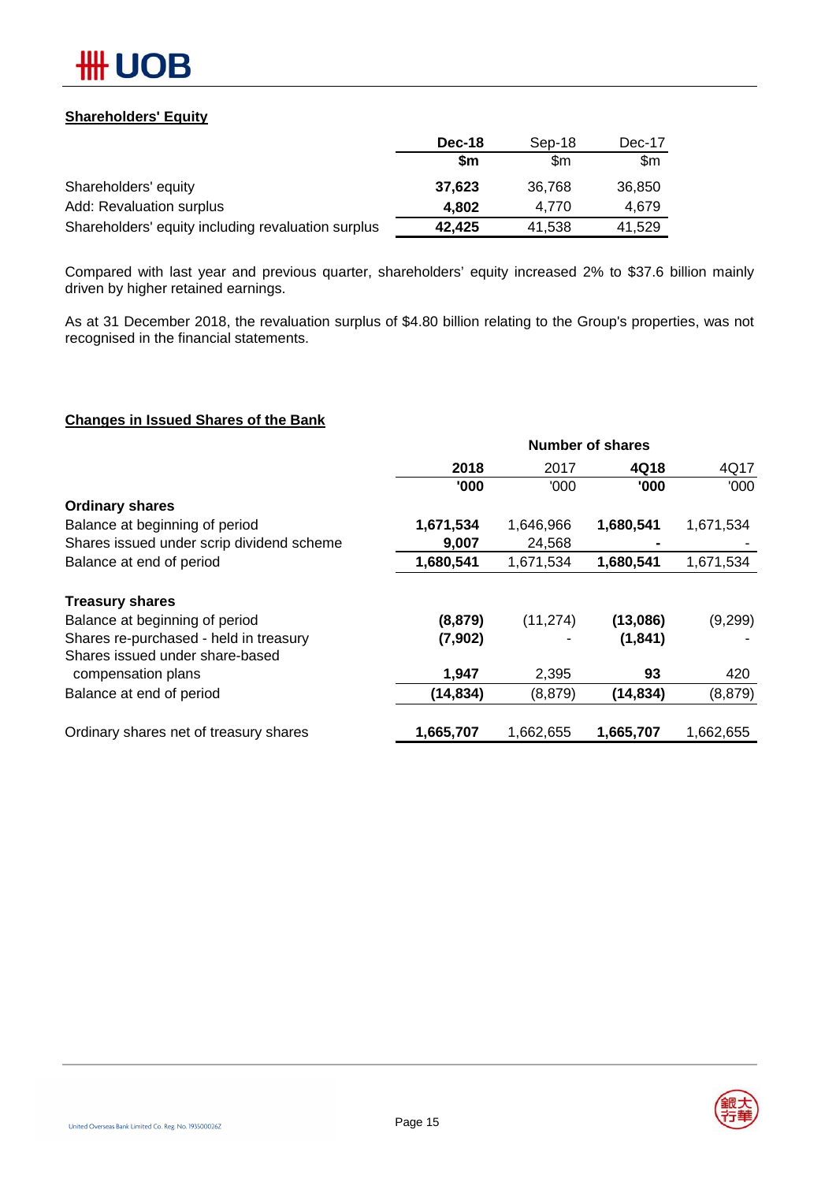## Shareholders' Equity

| | Dec-18 | Sep-18 | Dec-17 |
|---|---|---|---|
| | $m | $m | $m |
| Shareholders' equity | **37,623** | 36,768 | 36,850 |
| Add: Revaluation surplus | **4,802** | 4,770 | 4,679 |
| Shareholders' equity including revaluation surplus | **42,425** | 41,538 | 41,529 |

Compared with last year and previous quarter, shareholders' equity increased 2% to $37.6 billion mainly driven by higher retained earnings.

As at 31 December 2018, the revaluation surplus of $4.80 billion relating to the Group's properties, was not recognised in the financial statements.

## Changes in Issued Shares of the Bank

| | Number of shares | | | |
|---|---|---|---|---|
| | **2018** | 2017 | **4Q18** | 4Q17 |
| | **'000** | '000 | **'000** | '000 |
| **Ordinary shares** | | | | |
| Balance at beginning of period | **1,671,534** | 1,646,966 | **1,680,541** | 1,671,534 |
| Shares issued under scrip dividend scheme | **9,007** | 24,568 | **-** | - |
| Balance at end of period | **1,680,541** | 1,671,534 | **1,680,541** | 1,671,534 |
| | | | | |
| **Treasury shares** | | | | |
| Balance at beginning of period | **(8,879)** | (11,274) | **(13,086)** | (9,299) |
| Shares re-purchased - held in treasury | **(7,902)** | - | **(1,841)** | - |
| Shares issued under share-based compensation plans | **1,947** | 2,395 | **93** | 420 |
| Balance at end of period | **(14,834)** | (8,879) | **(14,834)** | (8,879) |
| | | | | |
| Ordinary shares net of treasury shares | **1,665,707** | 1,662,655 | **1,665,707** | 1,662,655 |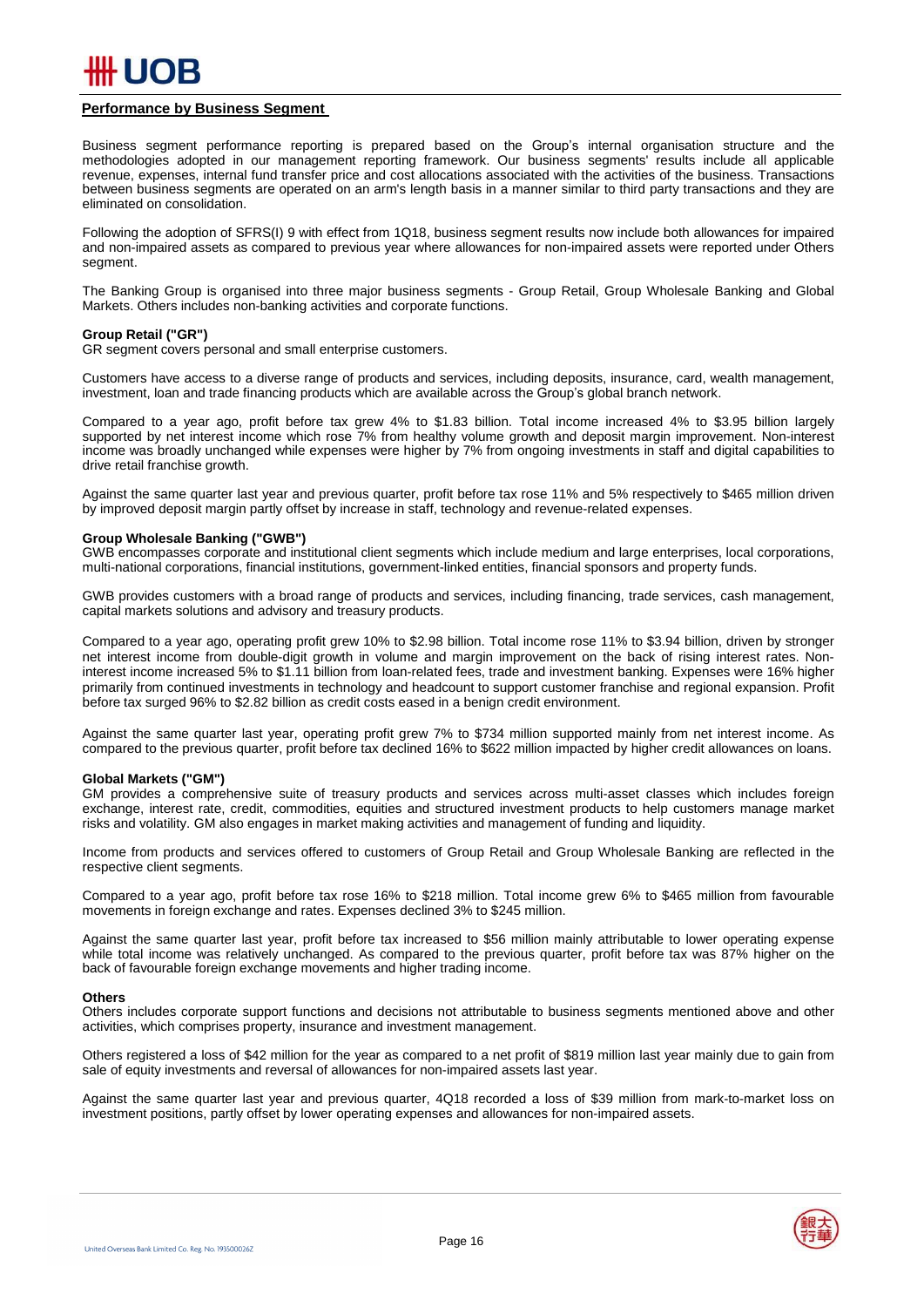## Performance by Business Segment

Business segment performance reporting is prepared based on the Group's internal organisation structure and the methodologies adopted in our management reporting framework. Our business segments' results include all applicable revenue, expenses, internal fund transfer price and cost allocations associated with the activities of the business. Transactions between business segments are operated on an arm's length basis in a manner similar to third party transactions and they are eliminated on consolidation.

Following the adoption of SFRS(I) 9 with effect from 1Q18, business segment results now include both allowances for impaired and non-impaired assets as compared to previous year where allowances for non-impaired assets were reported under Others segment.

The Banking Group is organised into three major business segments - Group Retail, Group Wholesale Banking and Global Markets. Others includes non-banking activities and corporate functions.

**Group Retail ("GR")**
GR segment covers personal and small enterprise customers.

Customers have access to a diverse range of products and services, including deposits, insurance, card, wealth management, investment, loan and trade financing products which are available across the Group's global branch network.

Compared to a year ago, profit before tax grew 4% to $1.83 billion. Total income increased 4% to $3.95 billion largely supported by net interest income which rose 7% from healthy volume growth and deposit margin improvement. Non-interest income was broadly unchanged while expenses were higher by 7% from ongoing investments in staff and digital capabilities to drive retail franchise growth.

Against the same quarter last year and previous quarter, profit before tax rose 11% and 5% respectively to $465 million driven by improved deposit margin partly offset by increase in staff, technology and revenue-related expenses.

**Group Wholesale Banking ("GWB")**
GWB encompasses corporate and institutional client segments which include medium and large enterprises, local corporations, multi-national corporations, financial institutions, government-linked entities, financial sponsors and property funds.

GWB provides customers with a broad range of products and services, including financing, trade services, cash management, capital markets solutions and advisory and treasury products.

Compared to a year ago, operating profit grew 10% to $2.98 billion. Total income rose 11% to $3.94 billion, driven by stronger net interest income from double-digit growth in volume and margin improvement on the back of rising interest rates. Non-interest income increased 5% to $1.11 billion from loan-related fees, trade and investment banking. Expenses were 16% higher primarily from continued investments in technology and headcount to support customer franchise and regional expansion. Profit before tax surged 96% to $2.82 billion as credit costs eased in a benign credit environment.

Against the same quarter last year, operating profit grew 7% to $734 million supported mainly from net interest income. As compared to the previous quarter, profit before tax declined 16% to $622 million impacted by higher credit allowances on loans.

**Global Markets ("GM")**
GM provides a comprehensive suite of treasury products and services across multi-asset classes which includes foreign exchange, interest rate, credit, commodities, equities and structured investment products to help customers manage market risks and volatility. GM also engages in market making activities and management of funding and liquidity.

Income from products and services offered to customers of Group Retail and Group Wholesale Banking are reflected in the respective client segments.

Compared to a year ago, profit before tax rose 16% to $218 million. Total income grew 6% to $465 million from favourable movements in foreign exchange and rates. Expenses declined 3% to $245 million.

Against the same quarter last year, profit before tax increased to $56 million mainly attributable to lower operating expense while total income was relatively unchanged. As compared to the previous quarter, profit before tax was 87% higher on the back of favourable foreign exchange movements and higher trading income.

**Others**
Others includes corporate support functions and decisions not attributable to business segments mentioned above and other activities, which comprises property, insurance and investment management.

Others registered a loss of $42 million for the year as compared to a net profit of $819 million last year mainly due to gain from sale of equity investments and reversal of allowances for non-impaired assets last year.

Against the same quarter last year and previous quarter, 4Q18 recorded a loss of $39 million from mark-to-market loss on investment positions, partly offset by lower operating expenses and allowances for non-impaired assets.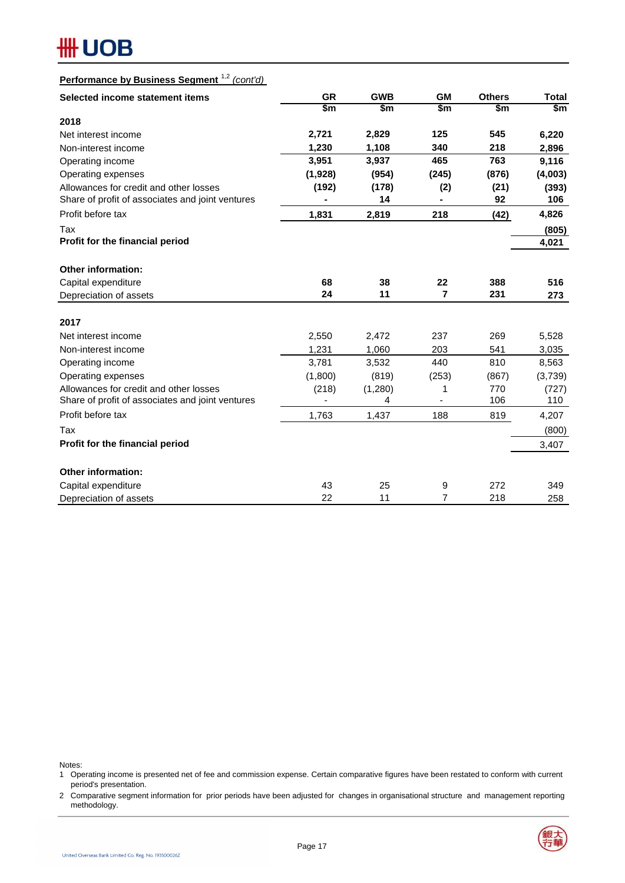**Performance by Business Segment** [1,2] *(cont'd)*

| Selected income statement items | GR | GWB | GM | Others | Total |
|---|---|---|---|---|---|
| | $m | $m | $m | $m | $m |
| **2018** | | | | | |
| Net interest income | **2,721** | **2,829** | **125** | **545** | **6,220** |
| Non-interest income | **1,230** | **1,108** | **340** | **218** | **2,896** |
| Operating income | **3,951** | **3,937** | **465** | **763** | **9,116** |
| Operating expenses | **(1,928)** | **(954)** | **(245)** | **(876)** | **(4,003)** |
| Allowances for credit and other losses | **(192)** | **(178)** | **(2)** | **(21)** | **(393)** |
| Share of profit of associates and joint ventures | **-** | **14** | **-** | **92** | **106** |
| Profit before tax | **1,831** | **2,819** | **218** | **(42)** | **4,826** |
| Tax | | | | | **(805)** |
| **Profit for the financial period** | | | | | **4,021** |
| | | | | | |
| **Other information:** | | | | | |
| Capital expenditure | **68** | **38** | **22** | **388** | **516** |
| Depreciation of assets | **24** | **11** | **7** | **231** | **273** |
| | | | | | |
| **2017** | | | | | |
| Net interest income | 2,550 | 2,472 | 237 | 269 | 5,528 |
| Non-interest income | 1,231 | 1,060 | 203 | 541 | 3,035 |
| Operating income | 3,781 | 3,532 | 440 | 810 | 8,563 |
| Operating expenses | (1,800) | (819) | (253) | (867) | (3,739) |
| Allowances for credit and other losses | (218) | (1,280) | 1 | 770 | (727) |
| Share of profit of associates and joint ventures | - | 4 | - | 106 | 110 |
| Profit before tax | 1,763 | 1,437 | 188 | 819 | 4,207 |
| Tax | | | | | (800) |
| **Profit for the financial period** | | | | | 3,407 |
| | | | | | |
| **Other information:** | | | | | |
| Capital expenditure | 43 | 25 | 9 | 272 | 349 |
| Depreciation of assets | 22 | 11 | 7 | 218 | 258 |

Notes:

1 Operating income is presented net of fee and commission expense. Certain comparative figures have been restated to conform with current period's presentation.

2 Comparative segment information for prior periods have been adjusted for changes in organisational structure and management reporting methodology.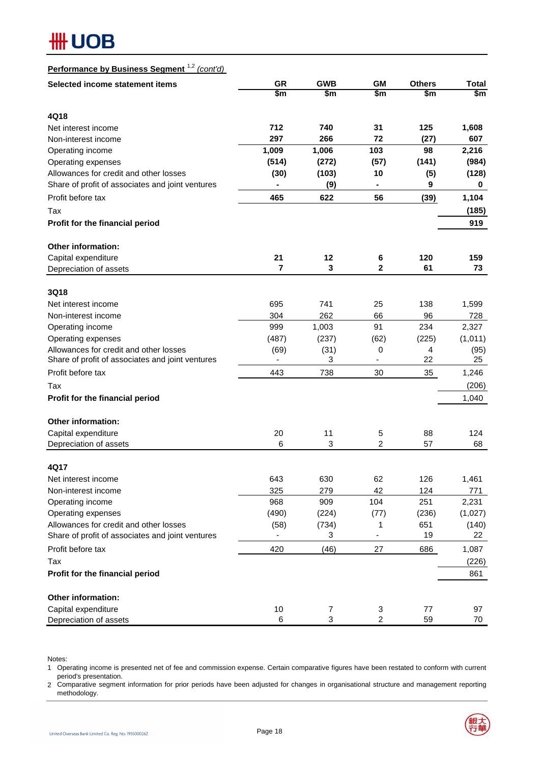**Performance by Business Segment** [1,2] *(cont'd)*

| Selected income statement items | GR | GWB | GM | Others | Total |
|---|---|---|---|---|---|
| | $m | $m | $m | $m | $m |
| **4Q18** | | | | | |
| Net interest income | **712** | **740** | **31** | **125** | **1,608** |
| Non-interest income | **297** | **266** | **72** | **(27)** | **607** |
| Operating income | **1,009** | **1,006** | **103** | **98** | **2,216** |
| Operating expenses | **(514)** | **(272)** | **(57)** | **(141)** | **(984)** |
| Allowances for credit and other losses | **(30)** | **(103)** | **10** | **(5)** | **(128)** |
| Share of profit of associates and joint ventures | **-** | **(9)** | **-** | **9** | **0** |
| Profit before tax | **465** | **622** | **56** | **(39)** | **1,104** |
| Tax | | | | | **(185)** |
| **Profit for the financial period** | | | | | **919** |
| **Other information:** | | | | | |
| Capital expenditure | **21** | **12** | **6** | **120** | **159** |
| Depreciation of assets | **7** | **3** | **2** | **61** | **73** |
| **3Q18** | | | | | |
| Net interest income | 695 | 741 | 25 | 138 | 1,599 |
| Non-interest income | 304 | 262 | 66 | 96 | 728 |
| Operating income | 999 | 1,003 | 91 | 234 | 2,327 |
| Operating expenses | (487) | (237) | (62) | (225) | (1,011) |
| Allowances for credit and other losses | (69) | (31) | 0 | 4 | (95) |
| Share of profit of associates and joint ventures | - | 3 | - | 22 | 25 |
| Profit before tax | 443 | 738 | 30 | 35 | 1,246 |
| Tax | | | | | (206) |
| **Profit for the financial period** | | | | | 1,040 |
| **Other information:** | | | | | |
| Capital expenditure | 20 | 11 | 5 | 88 | 124 |
| Depreciation of assets | 6 | 3 | 2 | 57 | 68 |
| **4Q17** | | | | | |
| Net interest income | 643 | 630 | 62 | 126 | 1,461 |
| Non-interest income | 325 | 279 | 42 | 124 | 771 |
| Operating income | 968 | 909 | 104 | 251 | 2,231 |
| Operating expenses | (490) | (224) | (77) | (236) | (1,027) |
| Allowances for credit and other losses | (58) | (734) | 1 | 651 | (140) |
| Share of profit of associates and joint ventures | - | 3 | - | 19 | 22 |
| Profit before tax | 420 | (46) | 27 | 686 | 1,087 |
| Tax | | | | | (226) |
| **Profit for the financial period** | | | | | 861 |
| **Other information:** | | | | | |
| Capital expenditure | 10 | 7 | 3 | 77 | 97 |
| Depreciation of assets | 6 | 3 | 2 | 59 | 70 |

Notes:

1. Operating income is presented net of fee and commission expense. Certain comparative figures have been restated to conform with current period's presentation.
2. Comparative segment information for prior periods have been adjusted for changes in organisational structure and management reporting methodology.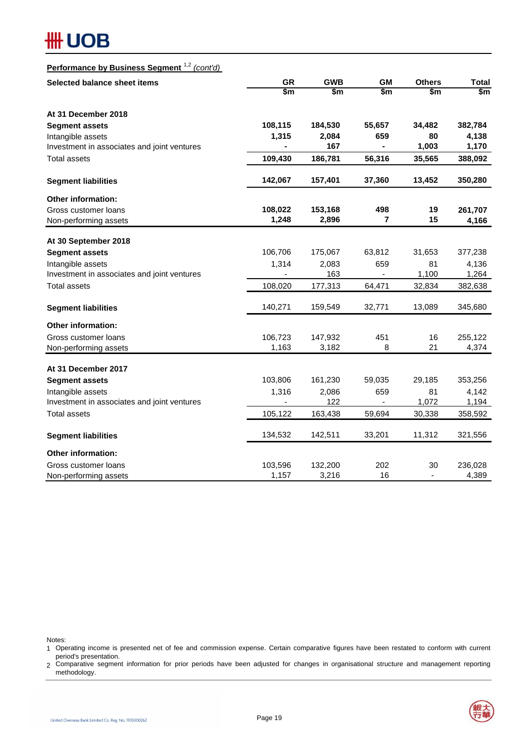**Performance by Business Segment** [1,2] *(cont'd)*

| Selected balance sheet items | GR | GWB | GM | Others | Total |
|---|---|---|---|---|---|
| | $m | $m | $m | $m | $m |
| **At 31 December 2018** | | | | | |
| **Segment assets** | **108,115** | **184,530** | **55,657** | **34,482** | **382,784** |
| Intangible assets | **1,315** | **2,084** | **659** | **80** | **4,138** |
| Investment in associates and joint ventures | **-** | **167** | **-** | **1,003** | **1,170** |
| Total assets | **109,430** | **186,781** | **56,316** | **35,565** | **388,092** |
| **Segment liabilities** | **142,067** | **157,401** | **37,360** | **13,452** | **350,280** |
| **Other information:** | | | | | |
| Gross customer loans | **108,022** | **153,168** | **498** | **19** | **261,707** |
| Non-performing assets | **1,248** | **2,896** | **7** | **15** | **4,166** |
| **At 30 September 2018** | | | | | |
| **Segment assets** | 106,706 | 175,067 | 63,812 | 31,653 | 377,238 |
| Intangible assets | 1,314 | 2,083 | 659 | 81 | 4,136 |
| Investment in associates and joint ventures | - | 163 | - | 1,100 | 1,264 |
| Total assets | 108,020 | 177,313 | 64,471 | 32,834 | 382,638 |
| **Segment liabilities** | 140,271 | 159,549 | 32,771 | 13,089 | 345,680 |
| **Other information:** | | | | | |
| Gross customer loans | 106,723 | 147,932 | 451 | 16 | 255,122 |
| Non-performing assets | 1,163 | 3,182 | 8 | 21 | 4,374 |
| **At 31 December 2017** | | | | | |
| **Segment assets** | 103,806 | 161,230 | 59,035 | 29,185 | 353,256 |
| Intangible assets | 1,316 | 2,086 | 659 | 81 | 4,142 |
| Investment in associates and joint ventures | - | 122 | - | 1,072 | 1,194 |
| Total assets | 105,122 | 163,438 | 59,694 | 30,338 | 358,592 |
| **Segment liabilities** | 134,532 | 142,511 | 33,201 | 11,312 | 321,556 |
| **Other information:** | | | | | |
| Gross customer loans | 103,596 | 132,200 | 202 | 30 | 236,028 |
| Non-performing assets | 1,157 | 3,216 | 16 | - | 4,389 |

Notes:
1 Operating income is presented net of fee and commission expense. Certain comparative figures have been restated to conform with current period's presentation.
2 Comparative segment information for prior periods have been adjusted for changes in organisational structure and management reporting methodology.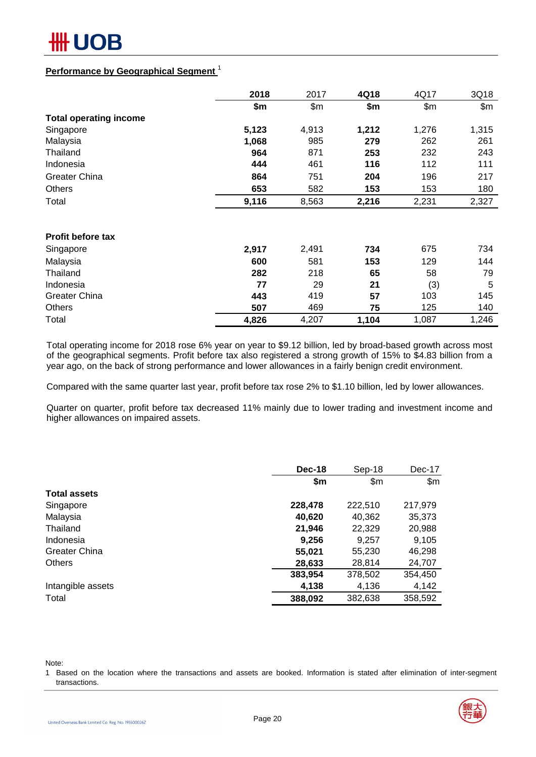## Performance by Geographical Segment [1]

| | 2018 | 2017 | 4Q18 | 4Q17 | 3Q18 |
|---|---|---|---|---|---|
| | **$m** | $m | **$m** | $m | $m |
| **Total operating income** | | | | | |
| Singapore | **5,123** | 4,913 | **1,212** | 1,276 | 1,315 |
| Malaysia | **1,068** | 985 | **279** | 262 | 261 |
| Thailand | **964** | 871 | **253** | 232 | 243 |
| Indonesia | **444** | 461 | **116** | 112 | 111 |
| Greater China | **864** | 751 | **204** | 196 | 217 |
| Others | **653** | 582 | **153** | 153 | 180 |
| Total | **9,116** | 8,563 | **2,216** | 2,231 | 2,327 |
| | | | | | |
| **Profit before tax** | | | | | |
| Singapore | **2,917** | 2,491 | **734** | 675 | 734 |
| Malaysia | **600** | 581 | **153** | 129 | 144 |
| Thailand | **282** | 218 | **65** | 58 | 79 |
| Indonesia | **77** | 29 | **21** | (3) | 5 |
| Greater China | **443** | 419 | **57** | 103 | 145 |
| Others | **507** | 469 | **75** | 125 | 140 |
| Total | **4,826** | 4,207 | **1,104** | 1,087 | 1,246 |

Total operating income for 2018 rose 6% year on year to $9.12 billion, led by broad-based growth across most of the geographical segments. Profit before tax also registered a strong growth of 15% to $4.83 billion from a year ago, on the back of strong performance and lower allowances in a fairly benign credit environment.

Compared with the same quarter last year, profit before tax rose 2% to $1.10 billion, led by lower allowances.

Quarter on quarter, profit before tax decreased 11% mainly due to lower trading and investment income and higher allowances on impaired assets.

| | Dec-18 | Sep-18 | Dec-17 |
|---|---|---|---|
| | **$m** | $m | $m |
| **Total assets** | | | |
| Singapore | **228,478** | 222,510 | 217,979 |
| Malaysia | **40,620** | 40,362 | 35,373 |
| Thailand | **21,946** | 22,329 | 20,988 |
| Indonesia | **9,256** | 9,257 | 9,105 |
| Greater China | **55,021** | 55,230 | 46,298 |
| Others | **28,633** | 28,814 | 24,707 |
| | **383,954** | 378,502 | 354,450 |
| Intangible assets | **4,138** | 4,136 | 4,142 |
| Total | **388,092** | 382,638 | 358,592 |

Note:

1 Based on the location where the transactions and assets are booked. Information is stated after elimination of inter-segment transactions.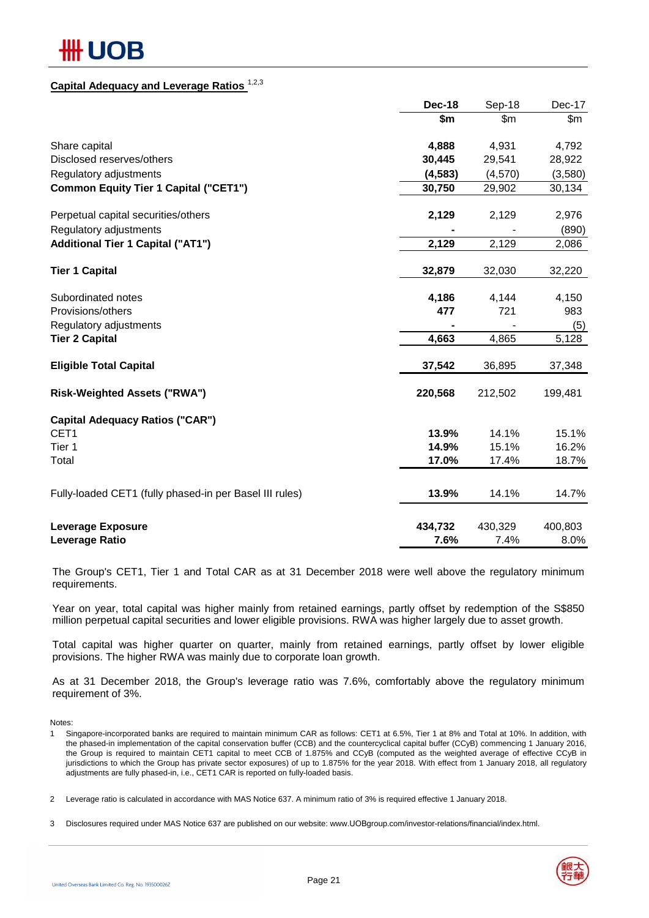## Capital Adequacy and Leverage Ratios [1,2,3]

| | **Dec-18** | Sep-18 | Dec-17 |
|---|---|---|---|
| | **$m** | $m | $m |
| Share capital | **4,888** | 4,931 | 4,792 |
| Disclosed reserves/others | **30,445** | 29,541 | 28,922 |
| Regulatory adjustments | **(4,583)** | (4,570) | (3,580) |
| **Common Equity Tier 1 Capital ("CET1")** | **30,750** | 29,902 | 30,134 |
| Perpetual capital securities/others | **2,129** | 2,129 | 2,976 |
| Regulatory adjustments | **-** | - | (890) |
| **Additional Tier 1 Capital ("AT1")** | **2,129** | 2,129 | 2,086 |
| **Tier 1 Capital** | **32,879** | 32,030 | 32,220 |
| Subordinated notes | **4,186** | 4,144 | 4,150 |
| Provisions/others | **477** | 721 | 983 |
| Regulatory adjustments | **-** | - | (5) |
| **Tier 2 Capital** | **4,663** | 4,865 | 5,128 |
| **Eligible Total Capital** | **37,542** | 36,895 | 37,348 |
| **Risk-Weighted Assets ("RWA")** | **220,568** | 212,502 | 199,481 |
| **Capital Adequacy Ratios ("CAR")** | | | |
| CET1 | **13.9%** | 14.1% | 15.1% |
| Tier 1 | **14.9%** | 15.1% | 16.2% |
| Total | **17.0%** | 17.4% | 18.7% |
| Fully-loaded CET1 (fully phased-in per Basel III rules) | **13.9%** | 14.1% | 14.7% |
| **Leverage Exposure** | **434,732** | 430,329 | 400,803 |
| **Leverage Ratio** | **7.6%** | 7.4% | 8.0% |

The Group's CET1, Tier 1 and Total CAR as at 31 December 2018 were well above the regulatory minimum requirements.

Year on year, total capital was higher mainly from retained earnings, partly offset by redemption of the S$850 million perpetual capital securities and lower eligible provisions. RWA was higher largely due to asset growth.

Total capital was higher quarter on quarter, mainly from retained earnings, partly offset by lower eligible provisions. The higher RWA was mainly due to corporate loan growth.

As at 31 December 2018, the Group's leverage ratio was 7.6%, comfortably above the regulatory minimum requirement of 3%.

Notes:

1 Singapore-incorporated banks are required to maintain minimum CAR as follows: CET1 at 6.5%, Tier 1 at 8% and Total at 10%. In addition, with the phased-in implementation of the capital conservation buffer (CCB) and the countercyclical capital buffer (CCyB) commencing 1 January 2016, the Group is required to maintain CET1 capital to meet CCB of 1.875% and CCyB (computed as the weighted average of effective CCyB in jurisdictions to which the Group has private sector exposures) of up to 1.875% for the year 2018. With effect from 1 January 2018, all regulatory adjustments are fully phased-in, i.e., CET1 CAR is reported on fully-loaded basis.

2 Leverage ratio is calculated in accordance with MAS Notice 637. A minimum ratio of 3% is required effective 1 January 2018.

3 Disclosures required under MAS Notice 637 are published on our website: www.UOBgroup.com/investor-relations/financial/index.html.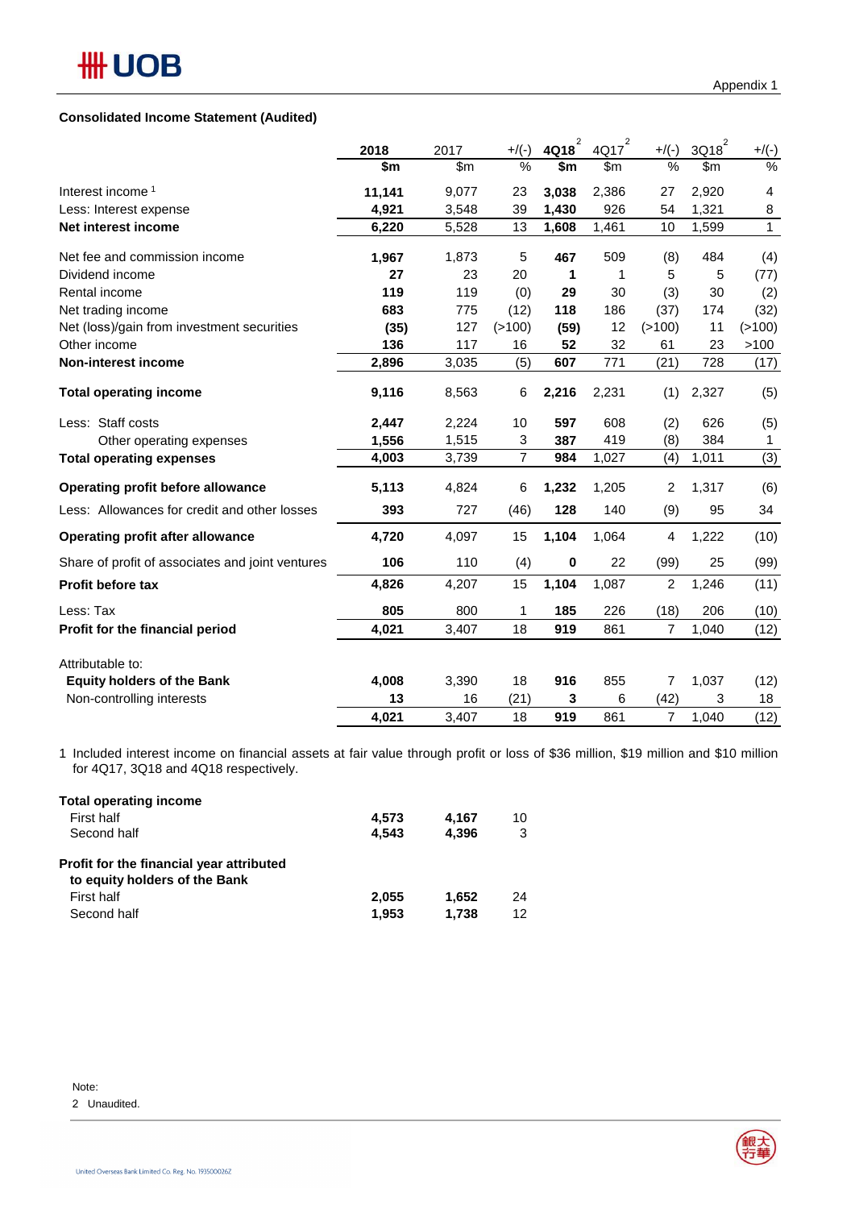Appendix 1

**Consolidated Income Statement (Audited)**

| | 2018 | 2017 | +/(-) | 4Q18[2] | 4Q17[2] | +/(-) | 3Q18[2] | +/(-) |
|---|---|---|---|---|---|---|---|---|
| | **$m** | $m | % | **$m** | $m | % | $m | % |
| Interest income [1] | **11,141** | 9,077 | 23 | **3,038** | 2,386 | 27 | 2,920 | 4 |
| Less: Interest expense | **4,921** | 3,548 | 39 | **1,430** | 926 | 54 | 1,321 | 8 |
| **Net interest income** | **6,220** | 5,528 | 13 | **1,608** | 1,461 | 10 | 1,599 | 1 |
| Net fee and commission income | **1,967** | 1,873 | 5 | **467** | 509 | (8) | 484 | (4) |
| Dividend income | **27** | 23 | 20 | **1** | 1 | 5 | 5 | (77) |
| Rental income | **119** | 119 | (0) | **29** | 30 | (3) | 30 | (2) |
| Net trading income | **683** | 775 | (12) | **118** | 186 | (37) | 174 | (32) |
| Net (loss)/gain from investment securities | **(35)** | 127 | (>100) | **(59)** | 12 | (>100) | 11 | (>100) |
| Other income | **136** | 117 | 16 | **52** | 32 | 61 | 23 | >100 |
| **Non-interest income** | **2,896** | 3,035 | (5) | **607** | 771 | (21) | 728 | (17) |
| **Total operating income** | **9,116** | 8,563 | 6 | **2,216** | 2,231 | (1) | 2,327 | (5) |
| Less: Staff costs | **2,447** | 2,224 | 10 | **597** | 608 | (2) | 626 | (5) |
| Other operating expenses | **1,556** | 1,515 | 3 | **387** | 419 | (8) | 384 | 1 |
| **Total operating expenses** | **4,003** | 3,739 | 7 | **984** | 1,027 | (4) | 1,011 | (3) |
| **Operating profit before allowance** | **5,113** | 4,824 | 6 | **1,232** | 1,205 | 2 | 1,317 | (6) |
| Less: Allowances for credit and other losses | **393** | 727 | (46) | **128** | 140 | (9) | 95 | 34 |
| **Operating profit after allowance** | **4,720** | 4,097 | 15 | **1,104** | 1,064 | 4 | 1,222 | (10) |
| Share of profit of associates and joint ventures | **106** | 110 | (4) | **0** | 22 | (99) | 25 | (99) |
| **Profit before tax** | **4,826** | 4,207 | 15 | **1,104** | 1,087 | 2 | 1,246 | (11) |
| Less: Tax | **805** | 800 | 1 | **185** | 226 | (18) | 206 | (10) |
| **Profit for the financial period** | **4,021** | 3,407 | 18 | **919** | 861 | 7 | 1,040 | (12) |
| Attributable to: | | | | | | | | |
| **Equity holders of the Bank** | **4,008** | 3,390 | 18 | **916** | 855 | 7 | 1,037 | (12) |
| Non-controlling interests | **13** | 16 | (21) | **3** | 6 | (42) | 3 | 18 |
| | **4,021** | 3,407 | 18 | **919** | 861 | 7 | 1,040 | (12) |

1 Included interest income on financial assets at fair value through profit or loss of $36 million, $19 million and $10 million for 4Q17, 3Q18 and 4Q18 respectively.

| | 2018 | 2017 | +/(-) |
|---|---|---|---|
| **Total operating income** | | | |
| First half | **4,573** | **4,167** | 10 |
| Second half | **4,543** | **4,396** | 3 |
| **Profit for the financial year attributed to equity holders of the Bank** | | | |
| First half | **2,055** | **1,652** | 24 |
| Second half | **1,953** | **1,738** | 12 |

Note:

2 Unaudited.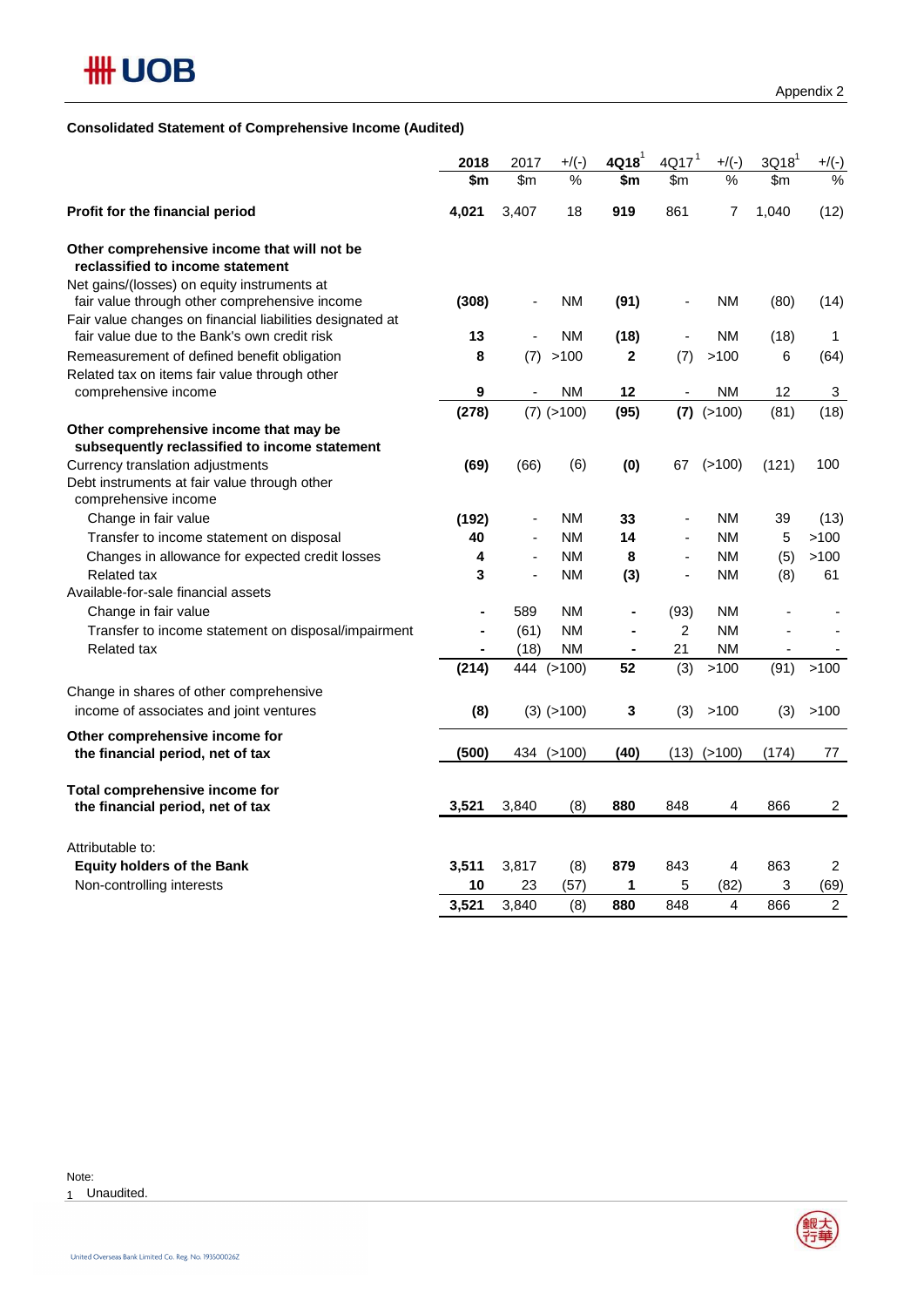Appendix 2

### Consolidated Statement of Comprehensive Income (Audited)

| | 2018 | 2017 | +/(-) | 4Q18[1] | 4Q17[1] | +/(-) | 3Q18[1] | +/(-) |
|---|---|---|---|---|---|---|---|---|
| | $m | $m | % | $m | $m | % | $m | % |
| **Profit for the financial period** | **4,021** | 3,407 | 18 | **919** | 861 | 7 | 1,040 | (12) |
| **Other comprehensive income that will not be reclassified to income statement** | | | | | | | | |
| Net gains/(losses) on equity instruments at fair value through other comprehensive income | **(308)** | - | NM | **(91)** | - | NM | (80) | (14) |
| Fair value changes on financial liabilities designated at fair value due to the Bank's own credit risk | **13** | - | NM | **(18)** | - | NM | (18) | 1 |
| Remeasurement of defined benefit obligation | **8** | (7) | >100 | **2** | (7) | >100 | 6 | (64) |
| Related tax on items fair value through other comprehensive income | **9** | - | NM | **12** | - | NM | 12 | 3 |
| | **(278)** | (7) | (>100) | **(95)** | **(7)** | (>100) | (81) | (18) |
| **Other comprehensive income that may be subsequently reclassified to income statement** | | | | | | | | |
| Currency translation adjustments | **(69)** | (66) | (6) | **(0)** | 67 | (>100) | (121) | 100 |
| Debt instruments at fair value through other comprehensive income | | | | | | | | |
| Change in fair value | **(192)** | - | NM | **33** | - | NM | 39 | (13) |
| Transfer to income statement on disposal | **40** | - | NM | **14** | - | NM | 5 | >100 |
| Changes in allowance for expected credit losses | **4** | - | NM | **8** | - | NM | (5) | >100 |
| Related tax | **3** | - | NM | **(3)** | - | NM | (8) | 61 |
| Available-for-sale financial assets | | | | | | | | |
| Change in fair value | **-** | 589 | NM | **-** | (93) | NM | - | - |
| Transfer to income statement on disposal/impairment | **-** | (61) | NM | **-** | 2 | NM | - | - |
| Related tax | **-** | (18) | NM | **-** | 21 | NM | - | - |
| | **(214)** | 444 | (>100) | **52** | (3) | >100 | (91) | >100 |
| Change in shares of other comprehensive income of associates and joint ventures | **(8)** | (3) | (>100) | **3** | (3) | >100 | (3) | >100 |
| **Other comprehensive income for the financial period, net of tax** | **(500)** | 434 | (>100) | **(40)** | (13) | (>100) | (174) | 77 |
| **Total comprehensive income for the financial period, net of tax** | **3,521** | 3,840 | (8) | **880** | 848 | 4 | 866 | 2 |
| Attributable to: | | | | | | | | |
| **Equity holders of the Bank** | **3,511** | 3,817 | (8) | **879** | 843 | 4 | 863 | 2 |
| Non-controlling interests | **10** | 23 | (57) | **1** | 5 | (82) | 3 | (69) |
| | **3,521** | 3,840 | (8) | **880** | 848 | 4 | 866 | 2 |

Note:
1 Unaudited.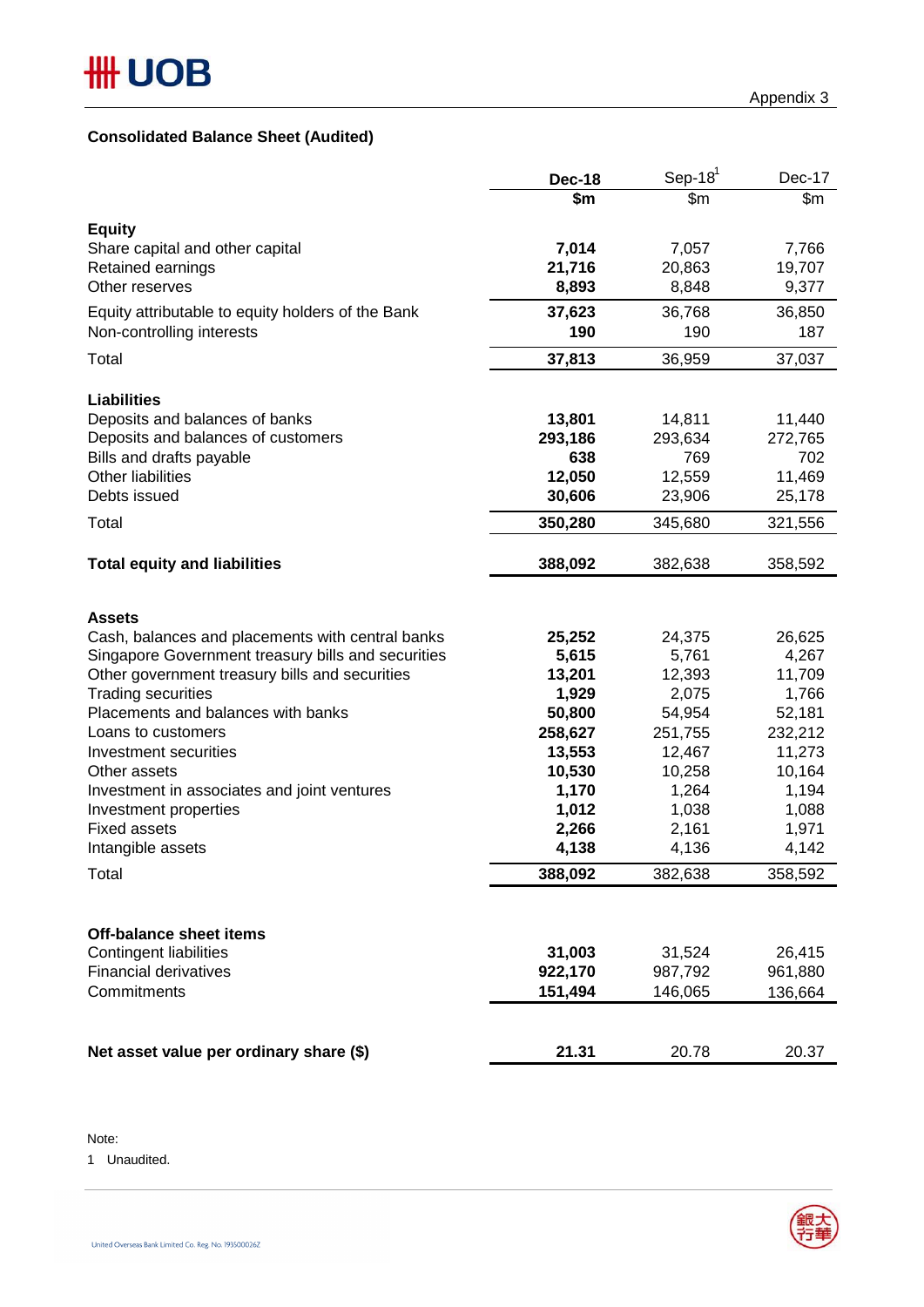Appendix 3

## Consolidated Balance Sheet (Audited)

| | Dec-18 | Sep-18[1] | Dec-17 |
|---|---|---|---|
| | $m | $m | $m |
| **Equity** | | | |
| Share capital and other capital | **7,014** | 7,057 | 7,766 |
| Retained earnings | **21,716** | 20,863 | 19,707 |
| Other reserves | **8,893** | 8,848 | 9,377 |
| Equity attributable to equity holders of the Bank | **37,623** | 36,768 | 36,850 |
| Non-controlling interests | **190** | 190 | 187 |
| Total | **37,813** | 36,959 | 37,037 |
| **Liabilities** | | | |
| Deposits and balances of banks | **13,801** | 14,811 | 11,440 |
| Deposits and balances of customers | **293,186** | 293,634 | 272,765 |
| Bills and drafts payable | **638** | 769 | 702 |
| Other liabilities | **12,050** | 12,559 | 11,469 |
| Debts issued | **30,606** | 23,906 | 25,178 |
| Total | **350,280** | 345,680 | 321,556 |
| **Total equity and liabilities** | **388,092** | 382,638 | 358,592 |
| **Assets** | | | |
| Cash, balances and placements with central banks | **25,252** | 24,375 | 26,625 |
| Singapore Government treasury bills and securities | **5,615** | 5,761 | 4,267 |
| Other government treasury bills and securities | **13,201** | 12,393 | 11,709 |
| Trading securities | **1,929** | 2,075 | 1,766 |
| Placements and balances with banks | **50,800** | 54,954 | 52,181 |
| Loans to customers | **258,627** | 251,755 | 232,212 |
| Investment securities | **13,553** | 12,467 | 11,273 |
| Other assets | **10,530** | 10,258 | 10,164 |
| Investment in associates and joint ventures | **1,170** | 1,264 | 1,194 |
| Investment properties | **1,012** | 1,038 | 1,088 |
| Fixed assets | **2,266** | 2,161 | 1,971 |
| Intangible assets | **4,138** | 4,136 | 4,142 |
| Total | **388,092** | 382,638 | 358,592 |
| **Off-balance sheet items** | | | |
| Contingent liabilities | **31,003** | 31,524 | 26,415 |
| Financial derivatives | **922,170** | 987,792 | 961,880 |
| Commitments | **151,494** | 146,065 | 136,664 |
| **Net asset value per ordinary share ($)** | **21.31** | 20.78 | 20.37 |

Note:

1 Unaudited.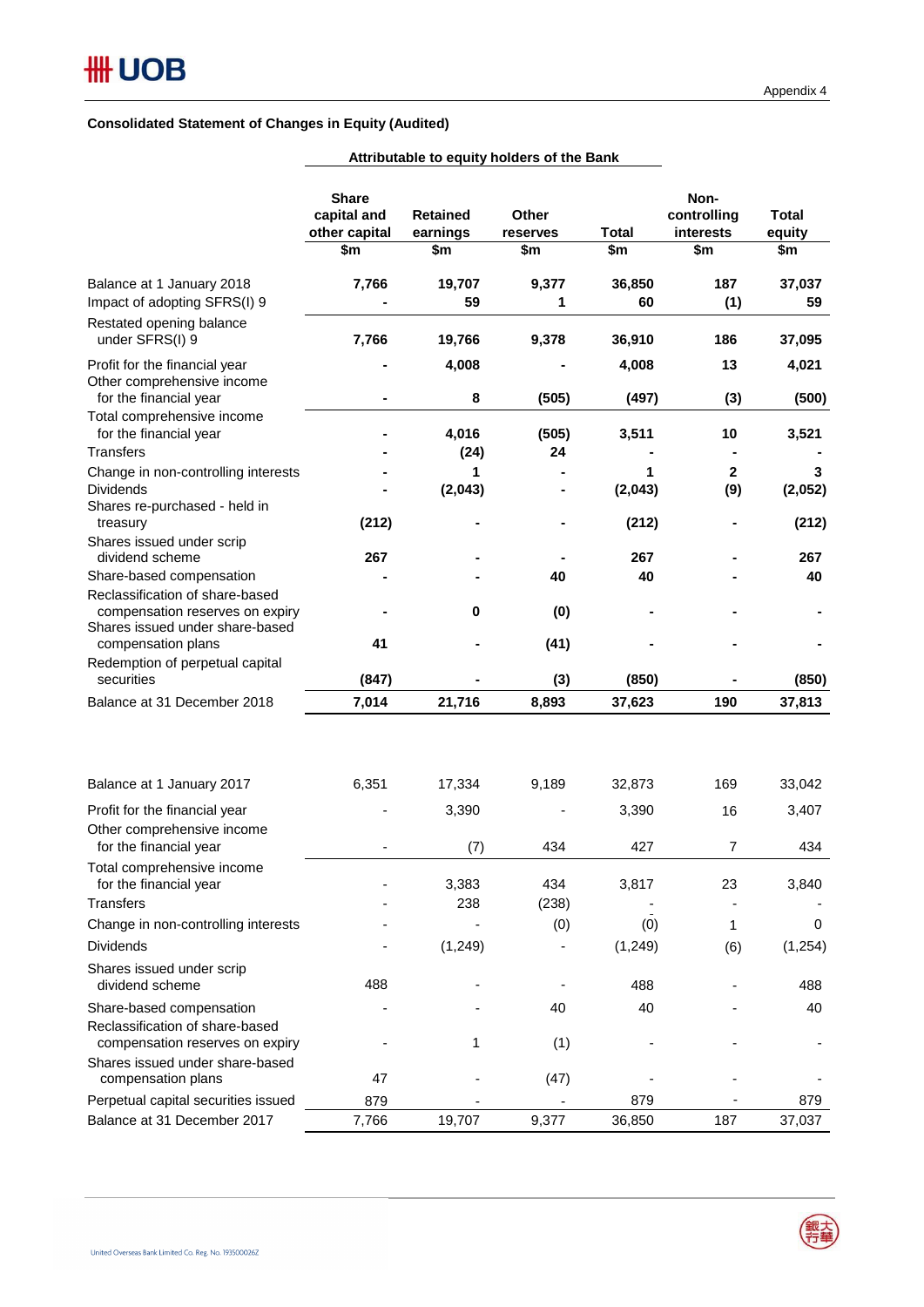Appendix 4

**Consolidated Statement of Changes in Equity (Audited)**

| | Attributable to equity holders of the Bank | | | | | |
|---|---|---|---|---|---|---|
| | **Share capital and other capital** | **Retained earnings** | **Other reserves** | **Total** | **Non-controlling interests** | **Total equity** |
| | **$m** | **$m** | **$m** | **$m** | **$m** | **$m** |
| Balance at 1 January 2018 | **7,766** | **19,707** | **9,377** | **36,850** | **187** | **37,037** |
| Impact of adopting SFRS(I) 9 | **-** | **59** | **1** | **60** | **(1)** | **59** |
| Restated opening balance under SFRS(I) 9 | **7,766** | **19,766** | **9,378** | **36,910** | **186** | **37,095** |
| Profit for the financial year | **-** | **4,008** | **-** | **4,008** | **13** | **4,021** |
| Other comprehensive income for the financial year | **-** | **8** | **(505)** | **(497)** | **(3)** | **(500)** |
| Total comprehensive income for the financial year | **-** | **4,016** | **(505)** | **3,511** | **10** | **3,521** |
| Transfers | **-** | **(24)** | **24** | **-** | **-** | **-** |
| Change in non-controlling interests | **-** | **1** | **-** | **1** | **2** | **3** |
| Dividends | **-** | **(2,043)** | **-** | **(2,043)** | **(9)** | **(2,052)** |
| Shares re-purchased - held in treasury | **(212)** | **-** | **-** | **(212)** | **-** | **(212)** |
| Shares issued under scrip dividend scheme | **267** | **-** | **-** | **267** | **-** | **267** |
| Share-based compensation | **-** | **-** | **40** | **40** | **-** | **40** |
| Reclassification of share-based compensation reserves on expiry | **-** | **0** | **(0)** | **-** | **-** | **-** |
| Shares issued under share-based compensation plans | **41** | **-** | **(41)** | **-** | **-** | **-** |
| Redemption of perpetual capital securities | **(847)** | **-** | **(3)** | **(850)** | **-** | **(850)** |
| Balance at 31 December 2018 | **7,014** | **21,716** | **8,893** | **37,623** | **190** | **37,813** |
| | | | | | | |
| Balance at 1 January 2017 | 6,351 | 17,334 | 9,189 | 32,873 | 169 | 33,042 |
| Profit for the financial year | - | 3,390 | - | 3,390 | 16 | 3,407 |
| Other comprehensive income for the financial year | - | (7) | 434 | 427 | 7 | 434 |
| Total comprehensive income for the financial year | - | 3,383 | 434 | 3,817 | 23 | 3,840 |
| Transfers | - | 238 | (238) | - | - | - |
| Change in non-controlling interests | - | - | (0) | (0) | 1 | 0 |
| Dividends | - | (1,249) | - | (1,249) | (6) | (1,254) |
| Shares issued under scrip dividend scheme | 488 | - | - | 488 | - | 488 |
| Share-based compensation | - | - | 40 | 40 | - | 40 |
| Reclassification of share-based compensation reserves on expiry | - | 1 | (1) | - | - | - |
| Shares issued under share-based compensation plans | 47 | - | (47) | - | - | - |
| Perpetual capital securities issued | 879 | - | - | 879 | - | 879 |
| Balance at 31 December 2017 | 7,766 | 19,707 | 9,377 | 36,850 | 187 | 37,037 |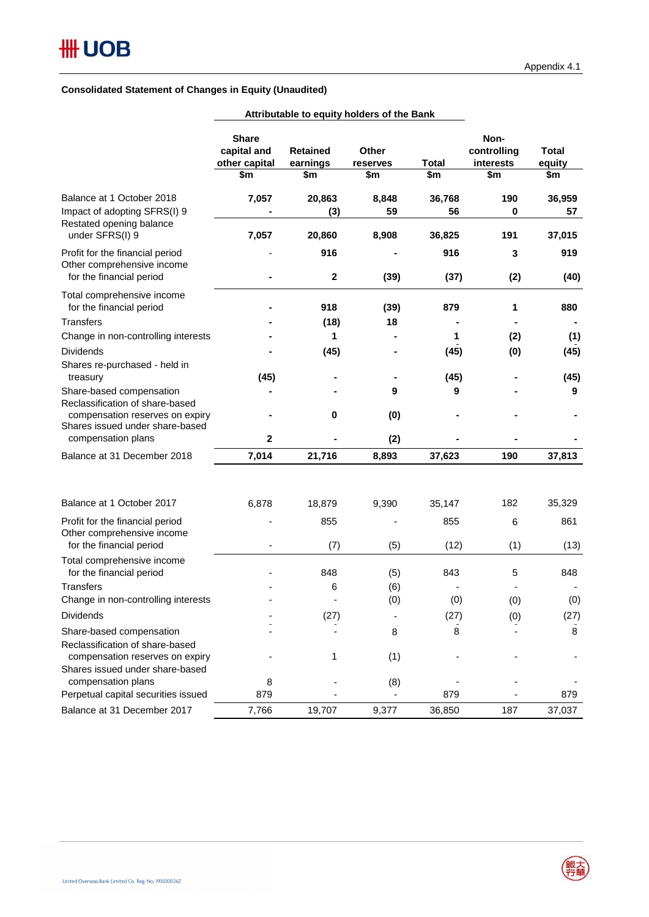Appendix 4.1

**Consolidated Statement of Changes in Equity (Unaudited)**

| | Attributable to equity holders of the Bank | | | | | |
|---|---|---|---|---|---|---|
| | **Share capital and other capital $m** | **Retained earnings $m** | **Other reserves $m** | **Total $m** | **Non-controlling interests $m** | **Total equity $m** |
| Balance at 1 October 2018 | **7,057** | **20,863** | **8,848** | **36,768** | **190** | **36,959** |
| Impact of adopting SFRS(I) 9 | **-** | **(3)** | **59** | **56** | **0** | **57** |
| Restated opening balance under SFRS(I) 9 | **7,057** | **20,860** | **8,908** | **36,825** | **191** | **37,015** |
| Profit for the financial period | **-** | **916** | **-** | **916** | **3** | **919** |
| Other comprehensive income for the financial period | **-** | **2** | **(39)** | **(37)** | **(2)** | **(40)** |
| Total comprehensive income for the financial period | **-** | **918** | **(39)** | **879** | **1** | **880** |
| Transfers | **-** | **(18)** | **18** | **-** | **-** | **-** |
| Change in non-controlling interests | **-** | **1** | **-** | **1** | **(2)** | **(1)** |
| Dividends | **-** | **(45)** | **-** | **(45)** | **(0)** | **(45)** |
| Shares re-purchased - held in treasury | **(45)** | **-** | **-** | **(45)** | **-** | **(45)** |
| Share-based compensation | **-** | **-** | **9** | **9** | **-** | **9** |
| Reclassification of share-based compensation reserves on expiry | **-** | **0** | **(0)** | **-** | **-** | **-** |
| Shares issued under share-based compensation plans | **2** | **-** | **(2)** | **-** | **-** | **-** |
| Balance at 31 December 2018 | **7,014** | **21,716** | **8,893** | **37,623** | **190** | **37,813** |
| | | | | | | |
| Balance at 1 October 2017 | 6,878 | 18,879 | 9,390 | 35,147 | 182 | 35,329 |
| Profit for the financial period | - | 855 | - | 855 | 6 | 861 |
| Other comprehensive income for the financial period | - | (7) | (5) | (12) | (1) | (13) |
| Total comprehensive income for the financial period | - | 848 | (5) | 843 | 5 | 848 |
| Transfers | - | 6 | (6) | - | - | - |
| Change in non-controlling interests | - | - | (0) | (0) | (0) | (0) |
| Dividends | - | (27) | - | (27) | (0) | (27) |
| Share-based compensation | - | - | 8 | 8 | - | 8 |
| Reclassification of share-based compensation reserves on expiry | - | 1 | (1) | - | - | - |
| Shares issued under share-based compensation plans | 8 | - | (8) | - | - | - |
| Perpetual capital securities issued | 879 | - | - | 879 | - | 879 |
| Balance at 31 December 2017 | 7,766 | 19,707 | 9,377 | 36,850 | 187 | 37,037 |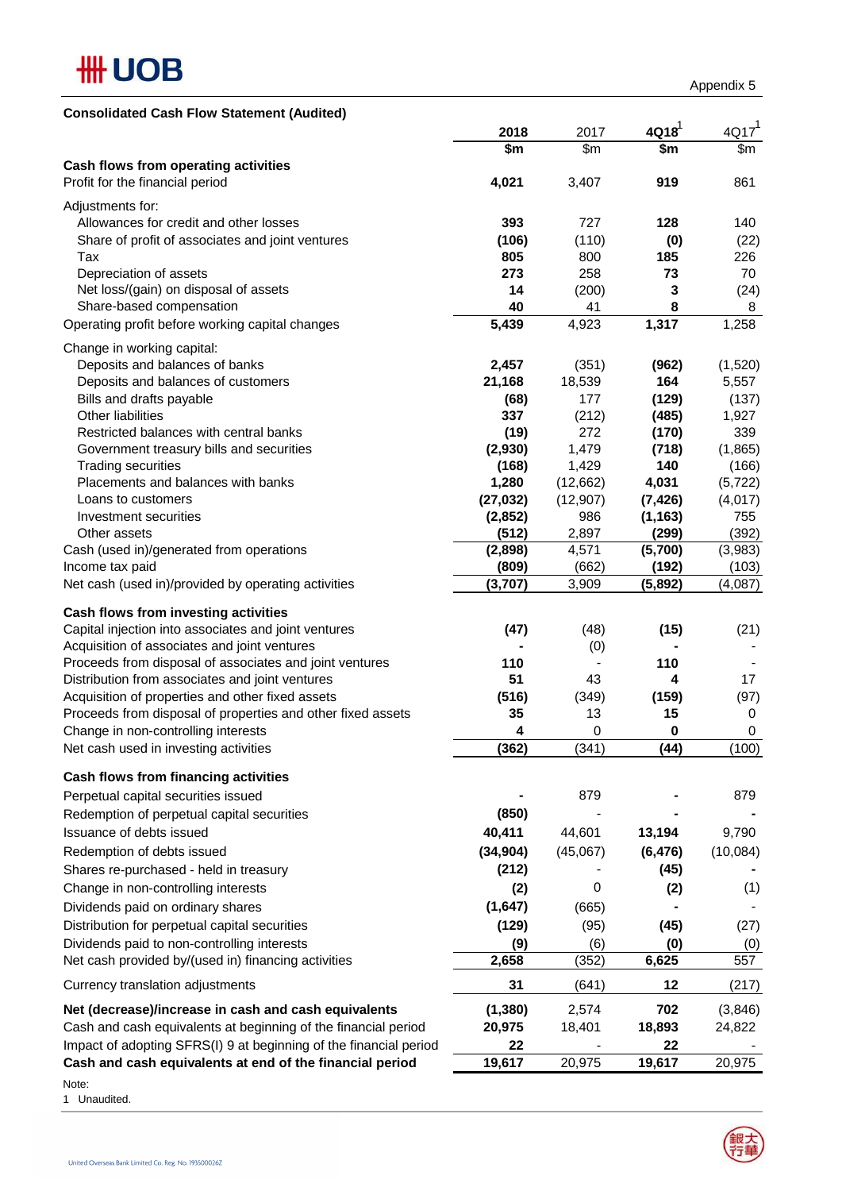# UOB

Appendix 5

**Consolidated Cash Flow Statement (Audited)**

| | **2018** | 2017 | **4Q18**[1] | 4Q17[1] |
|---|---|---|---|---|
| | **$m** | $m | **$m** | $m |
| **Cash flows from operating activities** | | | | |
| Profit for the financial period | **4,021** | 3,407 | **919** | 861 |
| Adjustments for: | | | | |
| Allowances for credit and other losses | **393** | 727 | **128** | 140 |
| Share of profit of associates and joint ventures | **(106)** | (110) | **(0)** | (22) |
| Tax | **805** | 800 | **185** | 226 |
| Depreciation of assets | **273** | 258 | **73** | 70 |
| Net loss/(gain) on disposal of assets | **14** | (200) | **3** | (24) |
| Share-based compensation | **40** | 41 | **8** | 8 |
| Operating profit before working capital changes | **5,439** | 4,923 | **1,317** | 1,258 |
| Change in working capital: | | | | |
| Deposits and balances of banks | **2,457** | (351) | **(962)** | (1,520) |
| Deposits and balances of customers | **21,168** | 18,539 | **164** | 5,557 |
| Bills and drafts payable | **(68)** | 177 | **(129)** | (137) |
| Other liabilities | **337** | (212) | **(485)** | 1,927 |
| Restricted balances with central banks | **(19)** | 272 | **(170)** | 339 |
| Government treasury bills and securities | **(2,930)** | 1,479 | **(718)** | (1,865) |
| Trading securities | **(168)** | 1,429 | **140** | (166) |
| Placements and balances with banks | **1,280** | (12,662) | **4,031** | (5,722) |
| Loans to customers | **(27,032)** | (12,907) | **(7,426)** | (4,017) |
| Investment securities | **(2,852)** | 986 | **(1,163)** | 755 |
| Other assets | **(512)** | 2,897 | **(299)** | (392) |
| Cash (used in)/generated from operations | **(2,898)** | 4,571 | **(5,700)** | (3,983) |
| Income tax paid | **(809)** | (662) | **(192)** | (103) |
| Net cash (used in)/provided by operating activities | **(3,707)** | 3,909 | **(5,892)** | (4,087) |
| **Cash flows from investing activities** | | | | |
| Capital injection into associates and joint ventures | **(47)** | (48) | **(15)** | (21) |
| Acquisition of associates and joint ventures | **-** | (0) | **-** | - |
| Proceeds from disposal of associates and joint ventures | **110** | - | **110** | - |
| Distribution from associates and joint ventures | **51** | 43 | **4** | 17 |
| Acquisition of properties and other fixed assets | **(516)** | (349) | **(159)** | (97) |
| Proceeds from disposal of properties and other fixed assets | **35** | 13 | **15** | 0 |
| Change in non-controlling interests | **4** | 0 | **0** | 0 |
| Net cash used in investing activities | **(362)** | (341) | **(44)** | (100) |
| **Cash flows from financing activities** | | | | |
| Perpetual capital securities issued | **-** | 879 | **-** | 879 |
| Redemption of perpetual capital securities | **(850)** | - | **-** | - |
| Issuance of debts issued | **40,411** | 44,601 | **13,194** | 9,790 |
| Redemption of debts issued | **(34,904)** | (45,067) | **(6,476)** | (10,084) |
| Shares re-purchased - held in treasury | **(212)** | - | **(45)** | - |
| Change in non-controlling interests | **(2)** | 0 | **(2)** | (1) |
| Dividends paid on ordinary shares | **(1,647)** | (665) | **-** | - |
| Distribution for perpetual capital securities | **(129)** | (95) | **(45)** | (27) |
| Dividends paid to non-controlling interests | **(9)** | (6) | **(0)** | (0) |
| Net cash provided by/(used in) financing activities | **2,658** | (352) | **6,625** | 557 |
| Currency translation adjustments | **31** | (641) | **12** | (217) |
| **Net (decrease)/increase in cash and cash equivalents** | **(1,380)** | 2,574 | **702** | (3,846) |
| Cash and cash equivalents at beginning of the financial period | **20,975** | 18,401 | **18,893** | 24,822 |
| Impact of adopting SFRS(I) 9 at beginning of the financial period | **22** | - | **22** | - |
| **Cash and cash equivalents at end of the financial period** | **19,617** | 20,975 | **19,617** | 20,975 |

Note:
1 Unaudited.

United Overseas Bank Limited Co. Reg. No. 193500026Z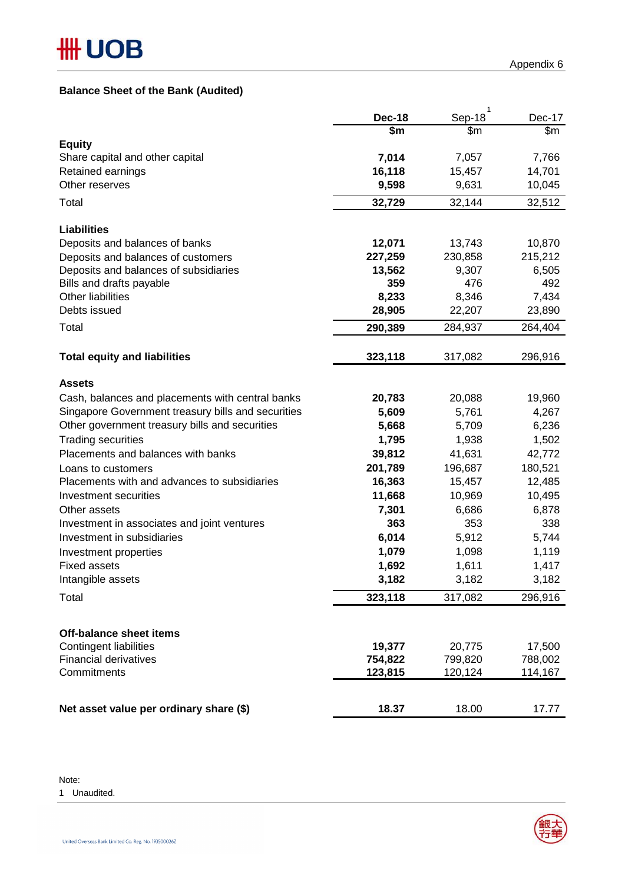Appendix 6

### Balance Sheet of the Bank (Audited)

| | Dec-18 | Sep-18[1] | Dec-17 |
|---|---|---|---|
| | $m | $m | $m |
| **Equity** | | | |
| Share capital and other capital | **7,014** | 7,057 | 7,766 |
| Retained earnings | **16,118** | 15,457 | 14,701 |
| Other reserves | **9,598** | 9,631 | 10,045 |
| Total | **32,729** | 32,144 | 32,512 |
| **Liabilities** | | | |
| Deposits and balances of banks | **12,071** | 13,743 | 10,870 |
| Deposits and balances of customers | **227,259** | 230,858 | 215,212 |
| Deposits and balances of subsidiaries | **13,562** | 9,307 | 6,505 |
| Bills and drafts payable | **359** | 476 | 492 |
| Other liabilities | **8,233** | 8,346 | 7,434 |
| Debts issued | **28,905** | 22,207 | 23,890 |
| Total | **290,389** | 284,937 | 264,404 |
| **Total equity and liabilities** | **323,118** | 317,082 | 296,916 |
| **Assets** | | | |
| Cash, balances and placements with central banks | **20,783** | 20,088 | 19,960 |
| Singapore Government treasury bills and securities | **5,609** | 5,761 | 4,267 |
| Other government treasury bills and securities | **5,668** | 5,709 | 6,236 |
| Trading securities | **1,795** | 1,938 | 1,502 |
| Placements and balances with banks | **39,812** | 41,631 | 42,772 |
| Loans to customers | **201,789** | 196,687 | 180,521 |
| Placements with and advances to subsidiaries | **16,363** | 15,457 | 12,485 |
| Investment securities | **11,668** | 10,969 | 10,495 |
| Other assets | **7,301** | 6,686 | 6,878 |
| Investment in associates and joint ventures | **363** | 353 | 338 |
| Investment in subsidiaries | **6,014** | 5,912 | 5,744 |
| Investment properties | **1,079** | 1,098 | 1,119 |
| Fixed assets | **1,692** | 1,611 | 1,417 |
| Intangible assets | **3,182** | 3,182 | 3,182 |
| Total | **323,118** | 317,082 | 296,916 |
| **Off-balance sheet items** | | | |
| Contingent liabilities | **19,377** | 20,775 | 17,500 |
| Financial derivatives | **754,822** | 799,820 | 788,002 |
| Commitments | **123,815** | 120,124 | 114,167 |
| **Net asset value per ordinary share ($)** | **18.37** | 18.00 | 17.77 |

Note:
1 Unaudited.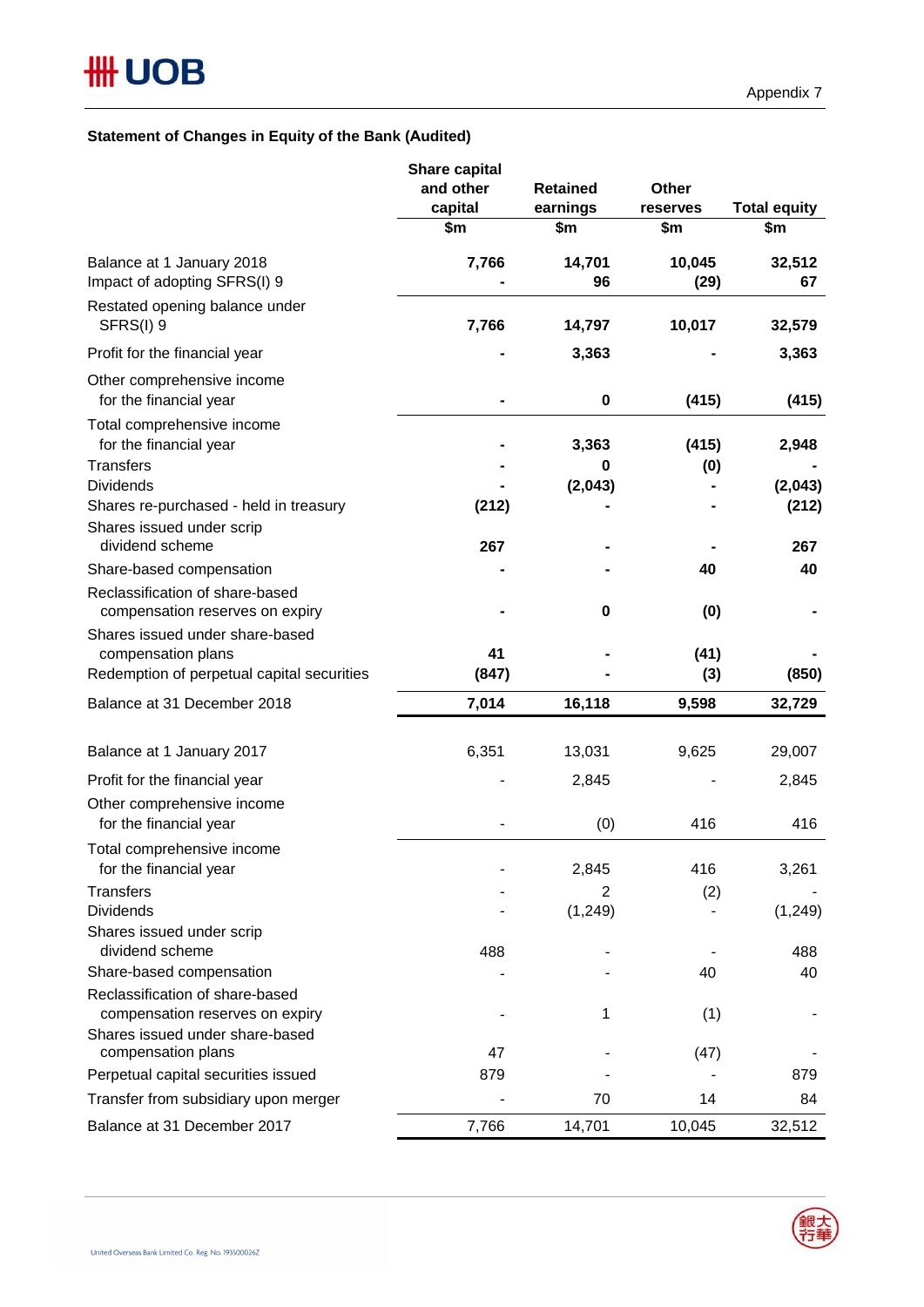Appendix 7

### Statement of Changes in Equity of the Bank (Audited)

| | Share capital and other capital<br>$m | Retained earnings<br>$m | Other reserves<br>$m | Total equity<br>$m |
|---|---|---|---|---|
| **Balance at 1 January 2018** | **7,766** | **14,701** | **10,045** | **32,512** |
| Impact of adopting SFRS(I) 9 | **-** | **96** | **(29)** | **67** |
| Restated opening balance under SFRS(I) 9 | **7,766** | **14,797** | **10,017** | **32,579** |
| Profit for the financial year | **-** | **3,363** | **-** | **3,363** |
| Other comprehensive income for the financial year | **-** | **0** | **(415)** | **(415)** |
| Total comprehensive income for the financial year | **-** | **3,363** | **(415)** | **2,948** |
| Transfers | **-** | **0** | **(0)** | **-** |
| Dividends | **-** | **(2,043)** | **-** | **(2,043)** |
| Shares re-purchased - held in treasury | **(212)** | **-** | **-** | **(212)** |
| Shares issued under scrip dividend scheme | **267** | **-** | **-** | **267** |
| Share-based compensation | **-** | **-** | **40** | **40** |
| Reclassification of share-based compensation reserves on expiry | **-** | **0** | **(0)** | **-** |
| Shares issued under share-based compensation plans | **41** | **-** | **(41)** | **-** |
| Redemption of perpetual capital securities | **(847)** | **-** | **(3)** | **(850)** |
| Balance at 31 December 2018 | **7,014** | **16,118** | **9,598** | **32,729** |
| | | | | |
| Balance at 1 January 2017 | 6,351 | 13,031 | 9,625 | 29,007 |
| Profit for the financial year | - | 2,845 | - | 2,845 |
| Other comprehensive income for the financial year | - | (0) | 416 | 416 |
| Total comprehensive income for the financial year | - | 2,845 | 416 | 3,261 |
| Transfers | - | 2 | (2) | - |
| Dividends | - | (1,249) | - | (1,249) |
| Shares issued under scrip dividend scheme | 488 | - | - | 488 |
| Share-based compensation | - | - | 40 | 40 |
| Reclassification of share-based compensation reserves on expiry | - | 1 | (1) | - |
| Shares issued under share-based compensation plans | 47 | - | (47) | - |
| Perpetual capital securities issued | 879 | - | - | 879 |
| Transfer from subsidiary upon merger | - | 70 | 14 | 84 |
| Balance at 31 December 2017 | 7,766 | 14,701 | 10,045 | 32,512 |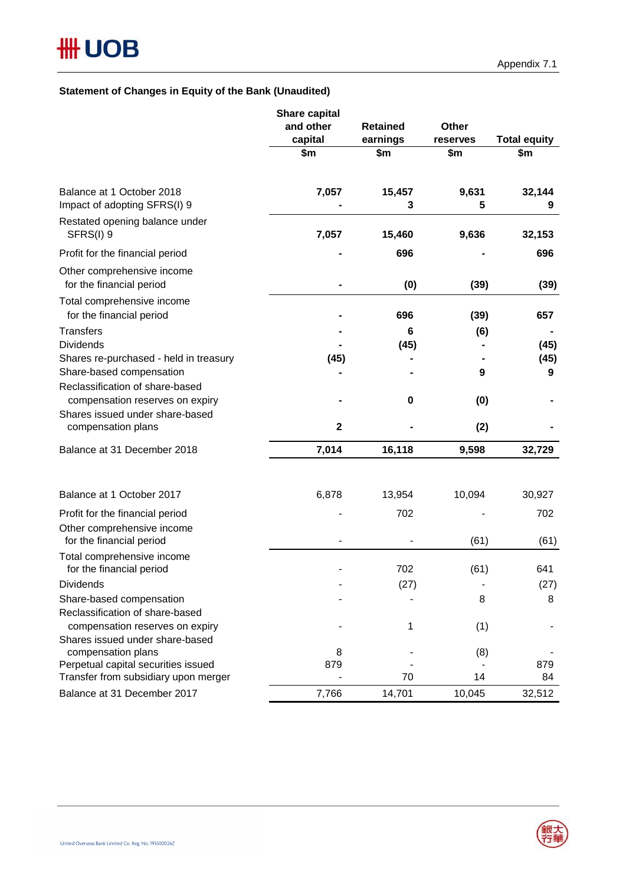## Statement of Changes in Equity of the Bank (Unaudited)

| | Share capital and other capital $m | Retained earnings $m | Other reserves $m | Total equity $m |
|---|---|---|---|---|
| Balance at 1 October 2018 | **7,057** | **15,457** | **9,631** | **32,144** |
| Impact of adopting SFRS(I) 9 | **-** | **3** | **5** | **9** |
| Restated opening balance under SFRS(I) 9 | **7,057** | **15,460** | **9,636** | **32,153** |
| Profit for the financial period | **-** | **696** | **-** | **696** |
| Other comprehensive income for the financial period | **-** | **(0)** | **(39)** | **(39)** |
| Total comprehensive income for the financial period | **-** | **696** | **(39)** | **657** |
| Transfers | **-** | **6** | **(6)** | **-** |
| Dividends | **-** | **(45)** | **-** | **(45)** |
| Shares re-purchased - held in treasury | **(45)** | **-** | **-** | **(45)** |
| Share-based compensation | **-** | **-** | **9** | **9** |
| Reclassification of share-based compensation reserves on expiry | **-** | **0** | **(0)** | **-** |
| Shares issued under share-based compensation plans | **2** | **-** | **(2)** | **-** |
| Balance at 31 December 2018 | **7,014** | **16,118** | **9,598** | **32,729** |
| | | | | |
| Balance at 1 October 2017 | 6,878 | 13,954 | 10,094 | 30,927 |
| Profit for the financial period | - | 702 | - | 702 |
| Other comprehensive income for the financial period | - | - | (61) | (61) |
| Total comprehensive income for the financial period | - | 702 | (61) | 641 |
| Dividends | - | (27) | - | (27) |
| Share-based compensation | - | - | 8 | 8 |
| Reclassification of share-based compensation reserves on expiry | - | 1 | (1) | - |
| Shares issued under share-based compensation plans | 8 | - | (8) | - |
| Perpetual capital securities issued | 879 | - | - | 879 |
| Transfer from subsidiary upon merger | - | 70 | 14 | 84 |
| Balance at 31 December 2017 | 7,766 | 14,701 | 10,045 | 32,512 |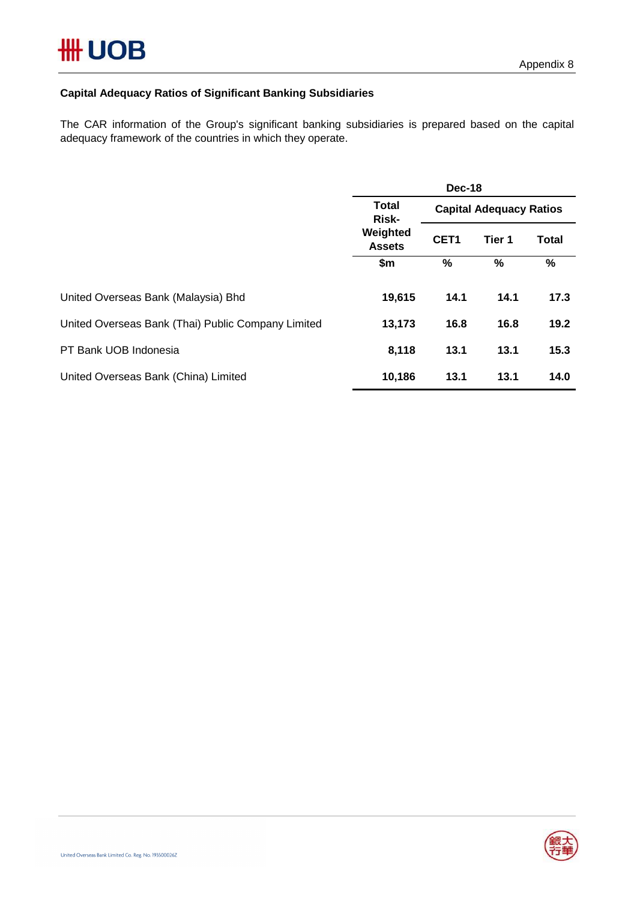## Capital Adequacy Ratios of Significant Banking Subsidiaries

The CAR information of the Group's significant banking subsidiaries is prepared based on the capital adequacy framework of the countries in which they operate.

| | Dec-18 | | | |
|---|---|---|---|---|
| | Total Risk-Weighted Assets | Capital Adequacy Ratios | | |
| | | CET1 | Tier 1 | Total |
| | $m | % | % | % |
| United Overseas Bank (Malaysia) Bhd | **19,615** | **14.1** | **14.1** | **17.3** |
| United Overseas Bank (Thai) Public Company Limited | **13,173** | **16.8** | **16.8** | **19.2** |
| PT Bank UOB Indonesia | **8,118** | **13.1** | **13.1** | **15.3** |
| United Overseas Bank (China) Limited | **10,186** | **13.1** | **13.1** | **14.0** |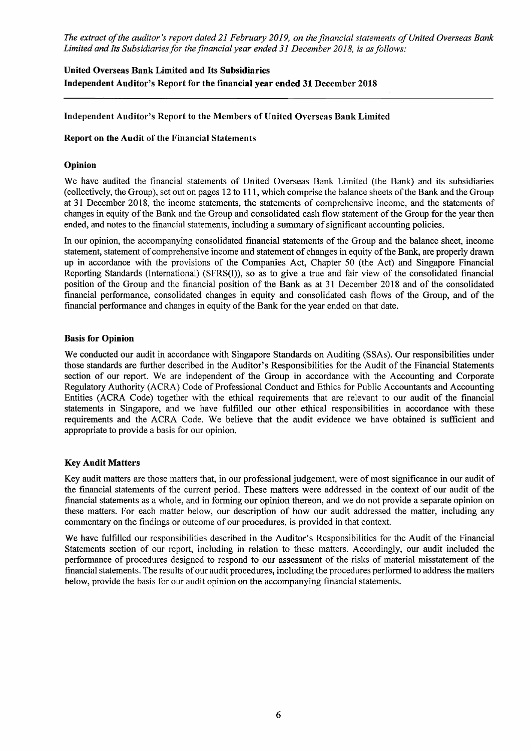*The extract of the auditor's report dated 21 February 2019, on the financial statements of United Overseas Bank Limited and Its Subsidiaries for the financial year ended 31 December 2018, is as follows:*

**United Overseas Bank Limited and Its Subsidiaries**
**Independent Auditor's Report for the financial year ended 31 December 2018**

---

**Independent Auditor's Report to the Members of United Overseas Bank Limited**

**Report on the Audit of the Financial Statements**

**Opinion**

We have audited the financial statements of United Overseas Bank Limited (the Bank) and its subsidiaries (collectively, the Group), set out on pages 12 to 111, which comprise the balance sheets of the Bank and the Group at 31 December 2018, the income statements, the statements of comprehensive income, and the statements of changes in equity of the Bank and the Group and consolidated cash flow statement of the Group for the year then ended, and notes to the financial statements, including a summary of significant accounting policies.

In our opinion, the accompanying consolidated financial statements of the Group and the balance sheet, income statement, statement of comprehensive income and statement of changes in equity of the Bank, are properly drawn up in accordance with the provisions of the Companies Act, Chapter 50 (the Act) and Singapore Financial Reporting Standards (International) (SFRS(I)), so as to give a true and fair view of the consolidated financial position of the Group and the financial position of the Bank as at 31 December 2018 and of the consolidated financial performance, consolidated changes in equity and consolidated cash flows of the Group, and of the financial performance and changes in equity of the Bank for the year ended on that date.

**Basis for Opinion**

We conducted our audit in accordance with Singapore Standards on Auditing (SSAs). Our responsibilities under those standards are further described in the Auditor's Responsibilities for the Audit of the Financial Statements section of our report. We are independent of the Group in accordance with the Accounting and Corporate Regulatory Authority (ACRA) Code of Professional Conduct and Ethics for Public Accountants and Accounting Entities (ACRA Code) together with the ethical requirements that are relevant to our audit of the financial statements in Singapore, and we have fulfilled our other ethical responsibilities in accordance with these requirements and the ACRA Code. We believe that the audit evidence we have obtained is sufficient and appropriate to provide a basis for our opinion.

**Key Audit Matters**

Key audit matters are those matters that, in our professional judgement, were of most significance in our audit of the financial statements of the current period. These matters were addressed in the context of our audit of the financial statements as a whole, and in forming our opinion thereon, and we do not provide a separate opinion on these matters. For each matter below, our description of how our audit addressed the matter, including any commentary on the findings or outcome of our procedures, is provided in that context.

We have fulfilled our responsibilities described in the Auditor's Responsibilities for the Audit of the Financial Statements section of our report, including in relation to these matters. Accordingly, our audit included the performance of procedures designed to respond to our assessment of the risks of material misstatement of the financial statements. The results of our audit procedures, including the procedures performed to address the matters below, provide the basis for our audit opinion on the accompanying financial statements.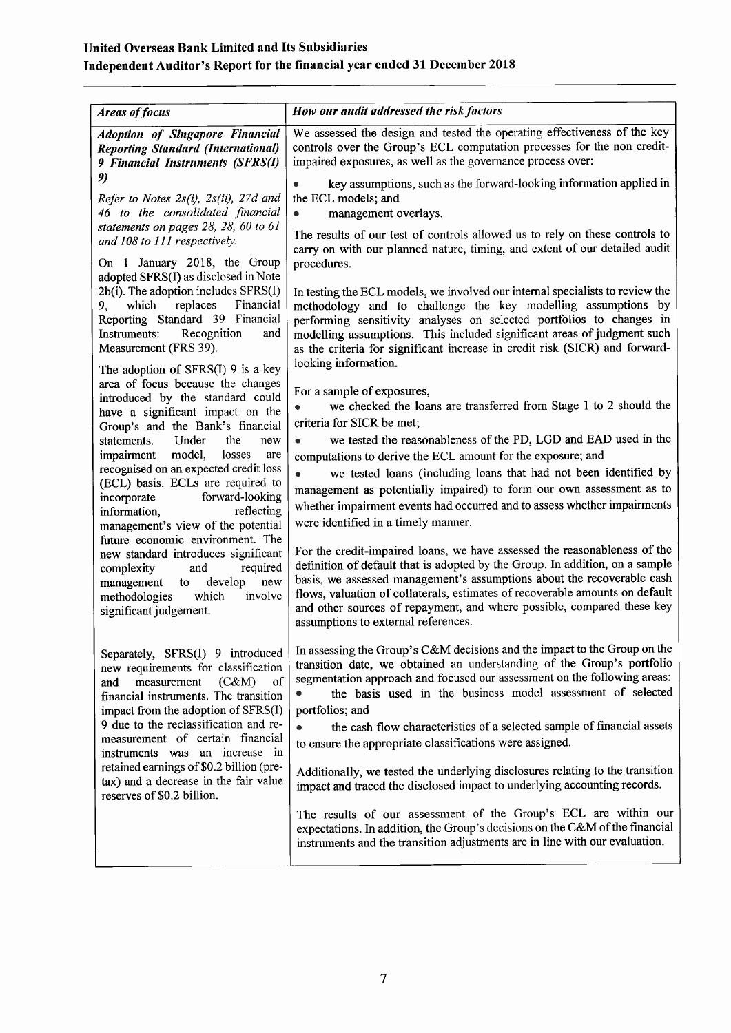| *Areas of focus* | *How our audit addressed the risk factors* |
|---|---|
| ***Adoption of Singapore Financial Reporting Standard (International) 9 Financial Instruments (SFRS(I) 9)*** <br><br> *Refer to Notes 2s(i), 2s(ii), 27d and 46 to the consolidated financial statements on pages 28, 28, 60 to 61 and 108 to 111 respectively.* <br><br> On 1 January 2018, the Group adopted SFRS(I) as disclosed in Note 2b(i). The adoption includes SFRS(I) 9, which replaces Financial Reporting Standard 39 Financial Instruments: Recognition and Measurement (FRS 39). <br><br> The adoption of SFRS(I) 9 is a key area of focus because the changes introduced by the standard could have a significant impact on the Group's and the Bank's financial statements. Under the new impairment model, losses are recognised on an expected credit loss (ECL) basis. ECLs are required to incorporate forward-looking information, reflecting management's view of the potential future economic environment. The new standard introduces significant complexity and required management to develop new methodologies which involve significant judgement. | We assessed the design and tested the operating effectiveness of the key controls over the Group's ECL computation processes for the non credit-impaired exposures, as well as the governance process over: <br>• key assumptions, such as the forward-looking information applied in the ECL models; and <br>• management overlays. <br><br> The results of our test of controls allowed us to rely on these controls to carry on with our planned nature, timing, and extent of our detailed audit procedures. <br><br> In testing the ECL models, we involved our internal specialists to review the methodology and to challenge the key modelling assumptions by performing sensitivity analyses on selected portfolios to changes in modelling assumptions. This included significant areas of judgment such as the criteria for significant increase in credit risk (SICR) and forward-looking information. <br><br> For a sample of exposures, <br>• we checked the loans are transferred from Stage 1 to 2 should the criteria for SICR be met; <br>• we tested the reasonableness of the PD, LGD and EAD used in the computations to derive the ECL amount for the exposure; and <br>• we tested loans (including loans that had not been identified by management as potentially impaired) to form our own assessment as to whether impairment events had occurred and to assess whether impairments were identified in a timely manner. <br><br> For the credit-impaired loans, we have assessed the reasonableness of the definition of default that is adopted by the Group. In addition, on a sample basis, we assessed management's assumptions about the recoverable cash flows, valuation of collaterals, estimates of recoverable amounts on default and other sources of repayment, and where possible, compared these key assumptions to external references. |
| Separately, SFRS(I) 9 introduced new requirements for classification and measurement (C&M) of financial instruments. The transition impact from the adoption of SFRS(I) 9 due to the reclassification and re-measurement of certain financial instruments was an increase in retained earnings of $0.2 billion (pre-tax) and a decrease in the fair value reserves of $0.2 billion. | In assessing the Group's C&M decisions and the impact to the Group on the transition date, we obtained an understanding of the Group's portfolio segmentation approach and focused our assessment on the following areas: <br>• the basis used in the business model assessment of selected portfolios; and <br>• the cash flow characteristics of a selected sample of financial assets to ensure the appropriate classifications were assigned. <br><br> Additionally, we tested the underlying disclosures relating to the transition impact and traced the disclosed impact to underlying accounting records. <br><br> The results of our assessment of the Group's ECL are within our expectations. In addition, the Group's decisions on the C&M of the financial instruments and the transition adjustments are in line with our evaluation. |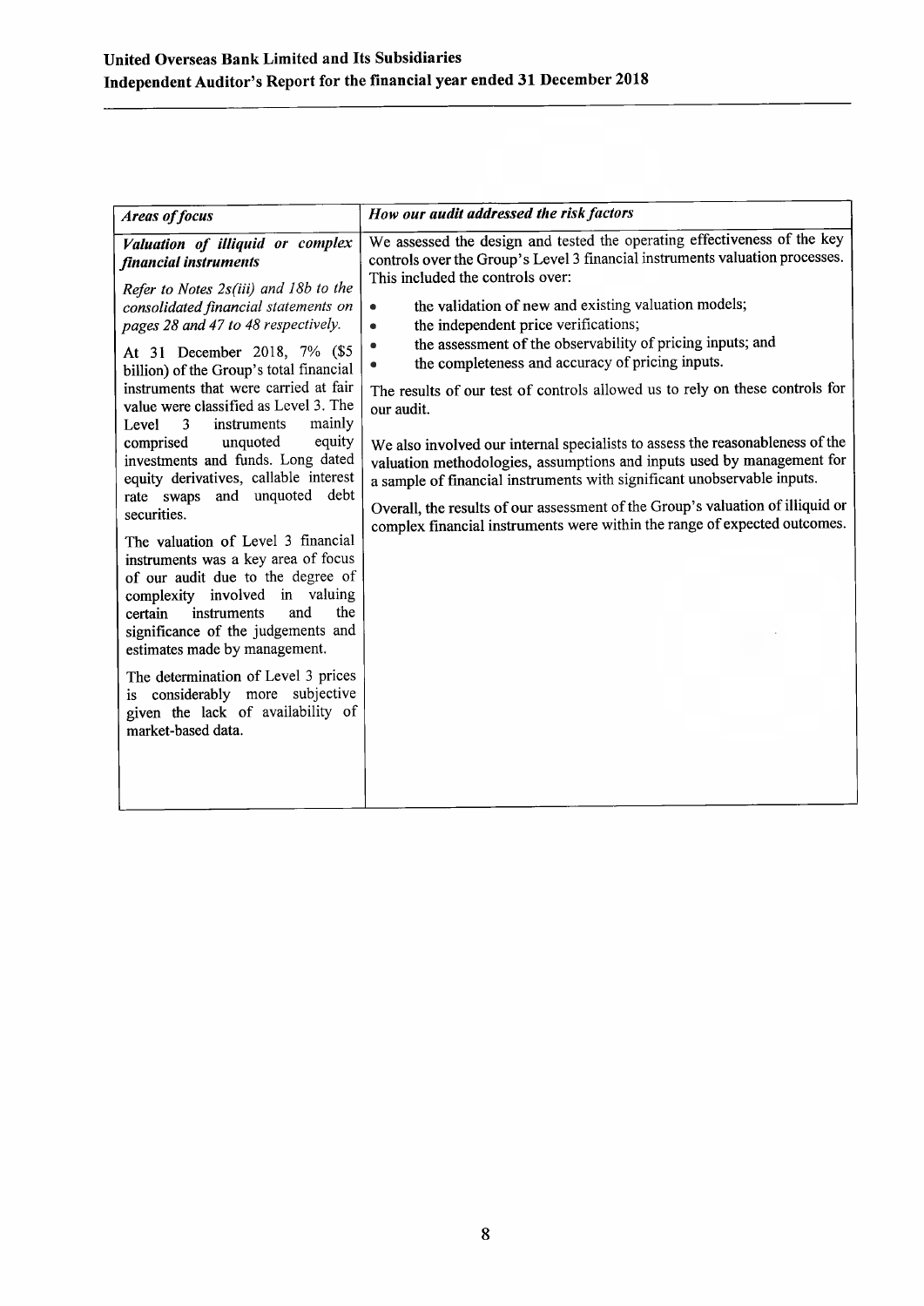| *Areas of focus* | *How our audit addressed the risk factors* |
| --- | --- |
| ***Valuation of illiquid or complex financial instruments***<br><br>*Refer to Notes 2s(iii) and 18b to the consolidated financial statements on pages 28 and 47 to 48 respectively.*<br><br>At 31 December 2018, 7% ($5 billion) of the Group's total financial instruments that were carried at fair value were classified as Level 3. The Level 3 instruments mainly comprised unquoted equity investments and funds. Long dated equity derivatives, callable interest rate swaps and unquoted debt securities.<br><br>The valuation of Level 3 financial instruments was a key area of focus of our audit due to the degree of complexity involved in valuing certain instruments and the significance of the judgements and estimates made by management.<br><br>The determination of Level 3 prices is considerably more subjective given the lack of availability of market-based data. | We assessed the design and tested the operating effectiveness of the key controls over the Group's Level 3 financial instruments valuation processes. This included the controls over:<br><br>• the validation of new and existing valuation models;<br>• the independent price verifications;<br>• the assessment of the observability of pricing inputs; and<br>• the completeness and accuracy of pricing inputs.<br><br>The results of our test of controls allowed us to rely on these controls for our audit.<br><br>We also involved our internal specialists to assess the reasonableness of the valuation methodologies, assumptions and inputs used by management for a sample of financial instruments with significant unobservable inputs.<br><br>Overall, the results of our assessment of the Group's valuation of illiquid or complex financial instruments were within the range of expected outcomes. |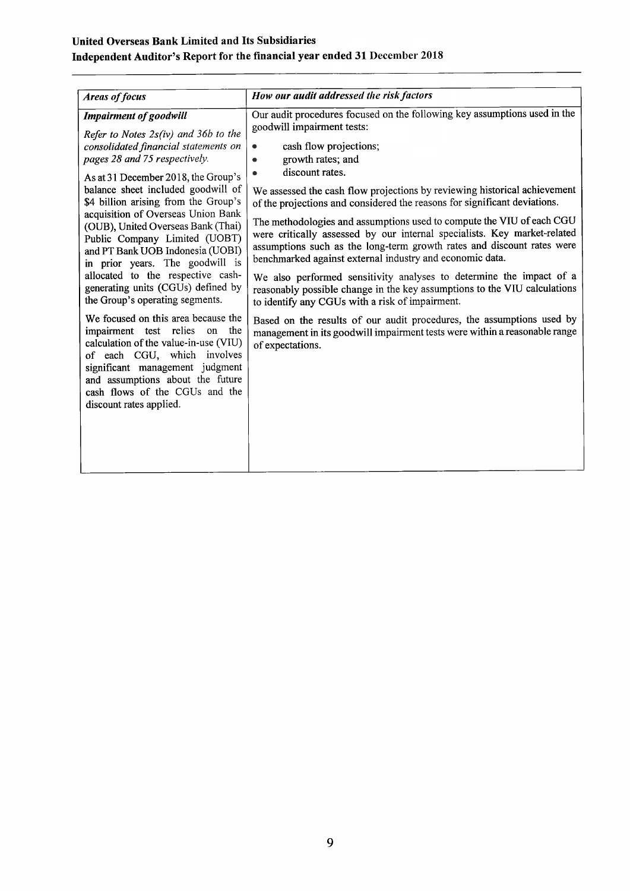| *Areas of focus* | *How our audit addressed the risk factors* |
|---|---|
| ***Impairment of goodwill***<br><br>*Refer to Notes 2s(iv) and 36b to the consolidated financial statements on pages 28 and 75 respectively.*<br><br>As at 31 December 2018, the Group's balance sheet included goodwill of \$4 billion arising from the Group's acquisition of Overseas Union Bank (OUB), United Overseas Bank (Thai) Public Company Limited (UOBT) and PT Bank UOB Indonesia (UOBI) in prior years. The goodwill is allocated to the respective cash-generating units (CGUs) defined by the Group's operating segments.<br><br>We focused on this area because the impairment test relies on the calculation of the value-in-use (VIU) of each CGU, which involves significant management judgment and assumptions about the future cash flows of the CGUs and the discount rates applied. | Our audit procedures focused on the following key assumptions used in the goodwill impairment tests:<br><br>• cash flow projections;<br>• growth rates; and<br>• discount rates.<br><br>We assessed the cash flow projections by reviewing historical achievement of the projections and considered the reasons for significant deviations.<br><br>The methodologies and assumptions used to compute the VIU of each CGU were critically assessed by our internal specialists. Key market-related assumptions such as the long-term growth rates and discount rates were benchmarked against external industry and economic data.<br><br>We also performed sensitivity analyses to determine the impact of a reasonably possible change in the key assumptions to the VIU calculations to identify any CGUs with a risk of impairment.<br><br>Based on the results of our audit procedures, the assumptions used by management in its goodwill impairment tests were within a reasonable range of expectations. |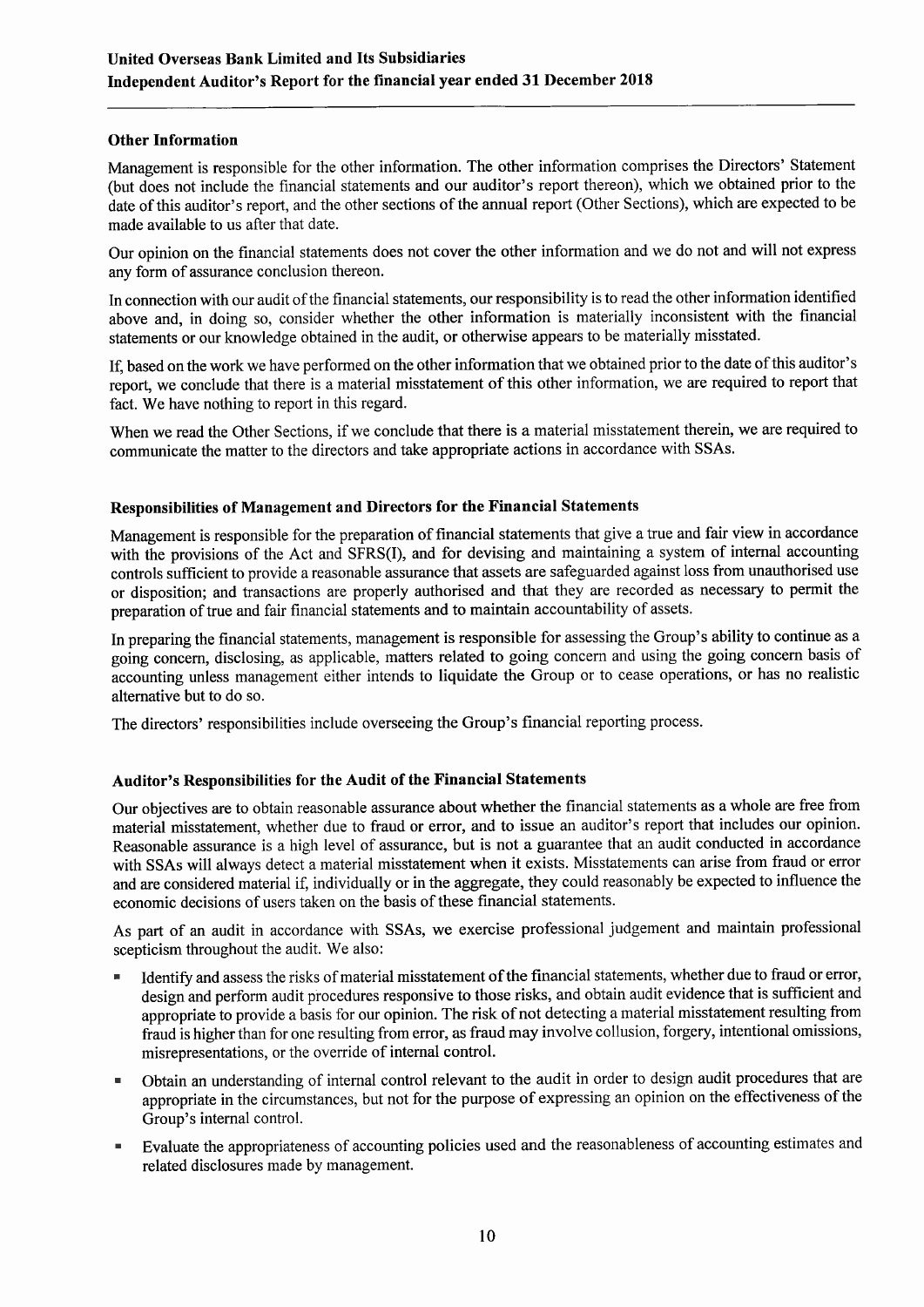### Other Information

Management is responsible for the other information. The other information comprises the Directors' Statement (but does not include the financial statements and our auditor's report thereon), which we obtained prior to the date of this auditor's report, and the other sections of the annual report (Other Sections), which are expected to be made available to us after that date.

Our opinion on the financial statements does not cover the other information and we do not and will not express any form of assurance conclusion thereon.

In connection with our audit of the financial statements, our responsibility is to read the other information identified above and, in doing so, consider whether the other information is materially inconsistent with the financial statements or our knowledge obtained in the audit, or otherwise appears to be materially misstated.

If, based on the work we have performed on the other information that we obtained prior to the date of this auditor's report, we conclude that there is a material misstatement of this other information, we are required to report that fact. We have nothing to report in this regard.

When we read the Other Sections, if we conclude that there is a material misstatement therein, we are required to communicate the matter to the directors and take appropriate actions in accordance with SSAs.

### Responsibilities of Management and Directors for the Financial Statements

Management is responsible for the preparation of financial statements that give a true and fair view in accordance with the provisions of the Act and SFRS(I), and for devising and maintaining a system of internal accounting controls sufficient to provide a reasonable assurance that assets are safeguarded against loss from unauthorised use or disposition; and transactions are properly authorised and that they are recorded as necessary to permit the preparation of true and fair financial statements and to maintain accountability of assets.

In preparing the financial statements, management is responsible for assessing the Group's ability to continue as a going concern, disclosing, as applicable, matters related to going concern and using the going concern basis of accounting unless management either intends to liquidate the Group or to cease operations, or has no realistic alternative but to do so.

The directors' responsibilities include overseeing the Group's financial reporting process.

### Auditor's Responsibilities for the Audit of the Financial Statements

Our objectives are to obtain reasonable assurance about whether the financial statements as a whole are free from material misstatement, whether due to fraud or error, and to issue an auditor's report that includes our opinion. Reasonable assurance is a high level of assurance, but is not a guarantee that an audit conducted in accordance with SSAs will always detect a material misstatement when it exists. Misstatements can arise from fraud or error and are considered material if, individually or in the aggregate, they could reasonably be expected to influence the economic decisions of users taken on the basis of these financial statements.

As part of an audit in accordance with SSAs, we exercise professional judgement and maintain professional scepticism throughout the audit. We also:

- Identify and assess the risks of material misstatement of the financial statements, whether due to fraud or error, design and perform audit procedures responsive to those risks, and obtain audit evidence that is sufficient and appropriate to provide a basis for our opinion. The risk of not detecting a material misstatement resulting from fraud is higher than for one resulting from error, as fraud may involve collusion, forgery, intentional omissions, misrepresentations, or the override of internal control.
- Obtain an understanding of internal control relevant to the audit in order to design audit procedures that are appropriate in the circumstances, but not for the purpose of expressing an opinion on the effectiveness of the Group's internal control.
- Evaluate the appropriateness of accounting policies used and the reasonableness of accounting estimates and related disclosures made by management.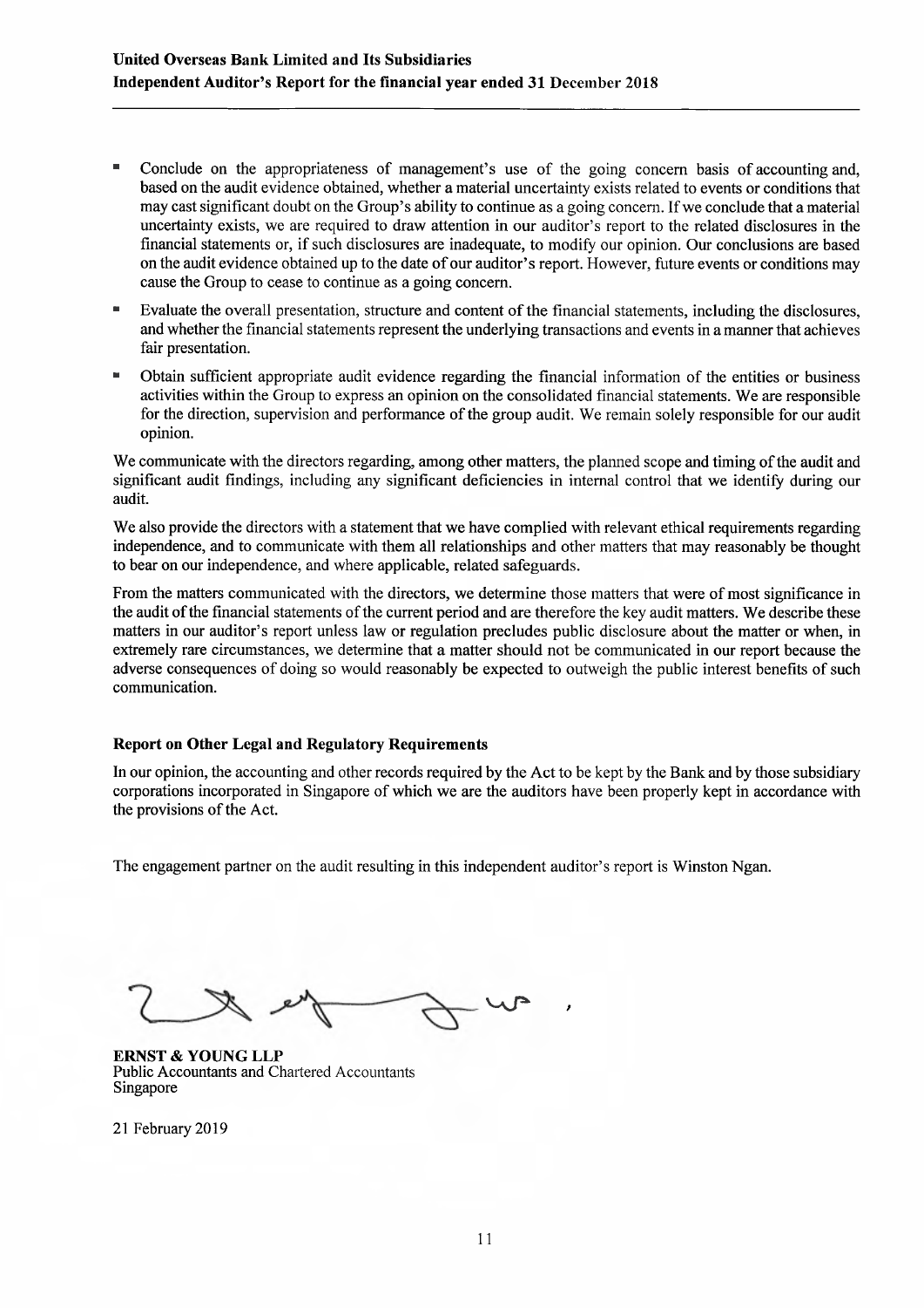- Conclude on the appropriateness of management's use of the going concern basis of accounting and, based on the audit evidence obtained, whether a material uncertainty exists related to events or conditions that may cast significant doubt on the Group's ability to continue as a going concern. If we conclude that a material uncertainty exists, we are required to draw attention in our auditor's report to the related disclosures in the financial statements or, if such disclosures are inadequate, to modify our opinion. Our conclusions are based on the audit evidence obtained up to the date of our auditor's report. However, future events or conditions may cause the Group to cease to continue as a going concern.
- Evaluate the overall presentation, structure and content of the financial statements, including the disclosures, and whether the financial statements represent the underlying transactions and events in a manner that achieves fair presentation.
- Obtain sufficient appropriate audit evidence regarding the financial information of the entities or business activities within the Group to express an opinion on the consolidated financial statements. We are responsible for the direction, supervision and performance of the group audit. We remain solely responsible for our audit opinion.

We communicate with the directors regarding, among other matters, the planned scope and timing of the audit and significant audit findings, including any significant deficiencies in internal control that we identify during our audit.

We also provide the directors with a statement that we have complied with relevant ethical requirements regarding independence, and to communicate with them all relationships and other matters that may reasonably be thought to bear on our independence, and where applicable, related safeguards.

From the matters communicated with the directors, we determine those matters that were of most significance in the audit of the financial statements of the current period and are therefore the key audit matters. We describe these matters in our auditor's report unless law or regulation precludes public disclosure about the matter or when, in extremely rare circumstances, we determine that a matter should not be communicated in our report because the adverse consequences of doing so would reasonably be expected to outweigh the public interest benefits of such communication.

## Report on Other Legal and Regulatory Requirements

In our opinion, the accounting and other records required by the Act to be kept by the Bank and by those subsidiary corporations incorporated in Singapore of which we are the auditors have been properly kept in accordance with the provisions of the Act.

The engagement partner on the audit resulting in this independent auditor's report is Winston Ngan.

**ERNST & YOUNG LLP**
Public Accountants and Chartered Accountants
Singapore

21 February 2019